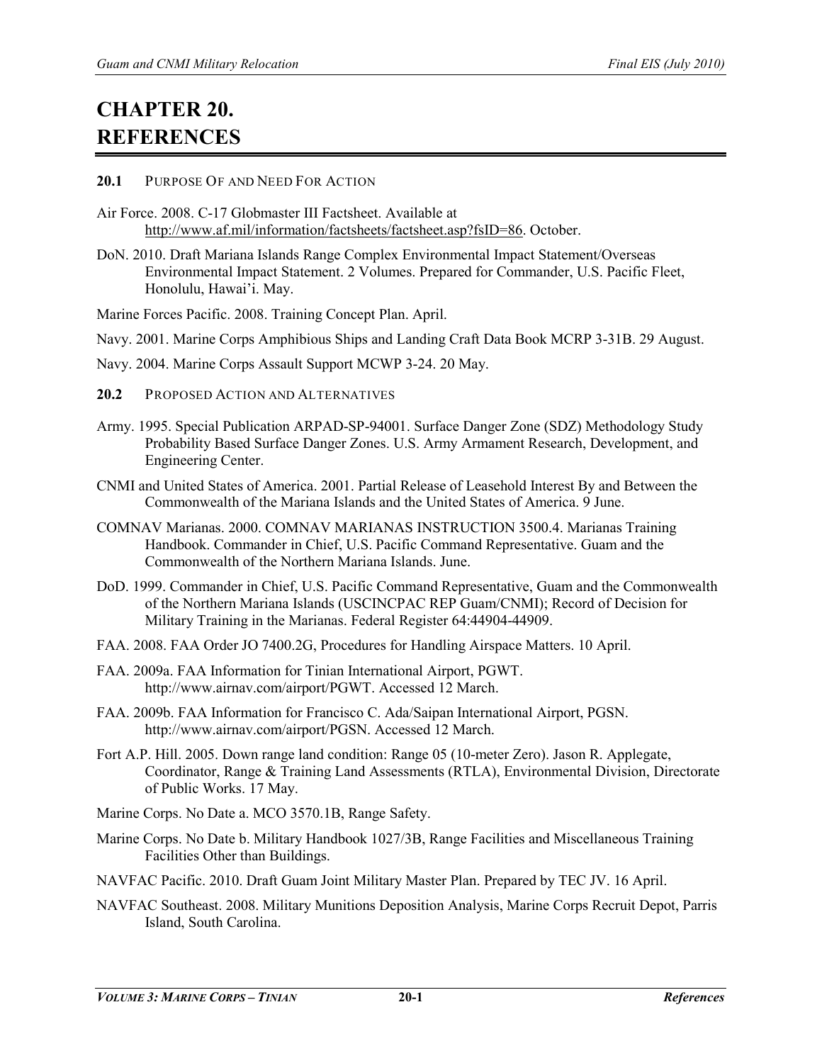# CHAPTER 20. REFERENCES

## 20.1 Purpose Of and Need For Action

Air Force. 2008. C-17 Globmaster III Factsheet. Available at http://www.af.mil/information/factsheets/factsheet.asp?fsID=86. October.

DoN. 2010. Draft Mariana Islands Range Complex Environmental Impact Statement/Overseas Environmental Impact Statement. 2 Volumes. Prepared for Commander, U.S. Pacific Fleet, Honolulu, Hawai'i. May.

Marine Forces Pacific. 2008. Training Concept Plan. April.

Navy. 2001. Marine Corps Amphibious Ships and Landing Craft Data Book MCRP 3-31B. 29 August.

Navy. 2004. Marine Corps Assault Support MCWP 3-24. 20 May.

## 20.2 Proposed Action and Alternatives

Army. 1995. Special Publication ARPAD-SP-94001. Surface Danger Zone (SDZ) Methodology Study Probability Based Surface Danger Zones. U.S. Army Armament Research, Development, and Engineering Center.

CNMI and United States of America. 2001. Partial Release of Leasehold Interest By and Between the Commonwealth of the Mariana Islands and the United States of America. 9 June.

COMNAV Marianas. 2000. COMNAV MARIANAS INSTRUCTION 3500.4. Marianas Training Handbook. Commander in Chief, U.S. Pacific Command Representative. Guam and the Commonwealth of the Northern Mariana Islands. June.

DoD. 1999. Commander in Chief, U.S. Pacific Command Representative, Guam and the Commonwealth of the Northern Mariana Islands (USCINCPAC REP Guam/CNMI); Record of Decision for Military Training in the Marianas. Federal Register 64:44904-44909.

FAA. 2008. FAA Order JO 7400.2G, Procedures for Handling Airspace Matters. 10 April.

FAA. 2009a. FAA Information for Tinian International Airport, PGWT. http://www.airnav.com/airport/PGWT. Accessed 12 March.

FAA. 2009b. FAA Information for Francisco C. Ada/Saipan International Airport, PGSN. http://www.airnav.com/airport/PGSN. Accessed 12 March.

Fort A.P. Hill. 2005. Down range land condition: Range 05 (10-meter Zero). Jason R. Applegate, Coordinator, Range & Training Land Assessments (RTLA), Environmental Division, Directorate of Public Works. 17 May.

Marine Corps. No Date a. MCO 3570.1B, Range Safety.

Marine Corps. No Date b. Military Handbook 1027/3B, Range Facilities and Miscellaneous Training Facilities Other than Buildings.

NAVFAC Pacific. 2010. Draft Guam Joint Military Master Plan. Prepared by TEC JV. 16 April.

NAVFAC Southeast. 2008. Military Munitions Deposition Analysis, Marine Corps Recruit Depot, Parris Island, South Carolina.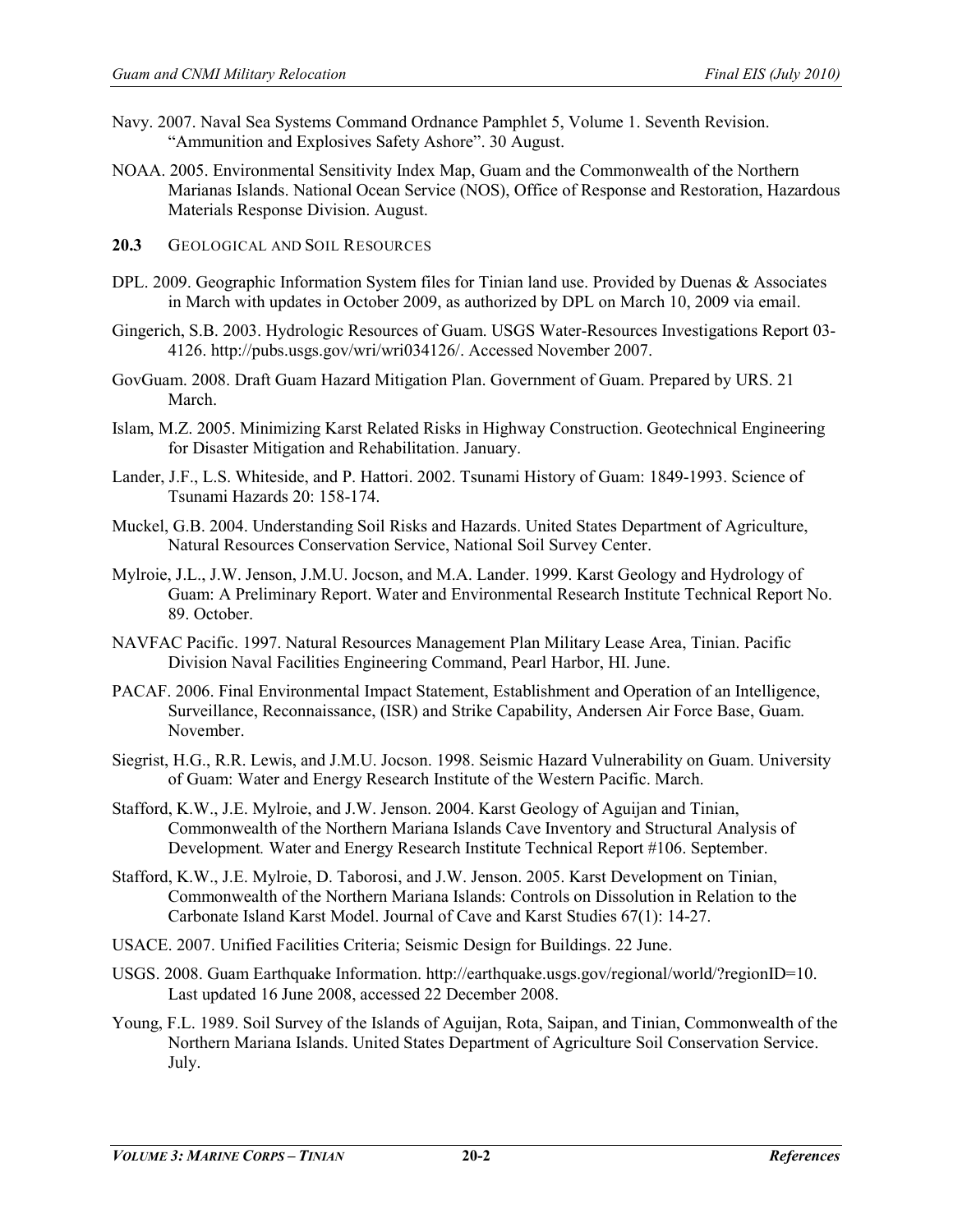Navy. 2007. Naval Sea Systems Command Ordnance Pamphlet 5, Volume 1. Seventh Revision. "Ammunition and Explosives Safety Ashore". 30 August.

NOAA. 2005. Environmental Sensitivity Index Map, Guam and the Commonwealth of the Northern Marianas Islands. National Ocean Service (NOS), Office of Response and Restoration, Hazardous Materials Response Division. August.

## 20.3 GEOLOGICAL AND SOIL RESOURCES

DPL. 2009. Geographic Information System files for Tinian land use. Provided by Duenas & Associates in March with updates in October 2009, as authorized by DPL on March 10, 2009 via email.

Gingerich, S.B. 2003. Hydrologic Resources of Guam. USGS Water-Resources Investigations Report 03-4126. http://pubs.usgs.gov/wri/wri034126/. Accessed November 2007.

GovGuam. 2008. Draft Guam Hazard Mitigation Plan. Government of Guam. Prepared by URS. 21 March.

Islam, M.Z. 2005. Minimizing Karst Related Risks in Highway Construction. Geotechnical Engineering for Disaster Mitigation and Rehabilitation. January.

Lander, J.F., L.S. Whiteside, and P. Hattori. 2002. Tsunami History of Guam: 1849-1993. Science of Tsunami Hazards 20: 158-174.

Muckel, G.B. 2004. Understanding Soil Risks and Hazards. United States Department of Agriculture, Natural Resources Conservation Service, National Soil Survey Center.

Mylroie, J.L., J.W. Jenson, J.M.U. Jocson, and M.A. Lander. 1999. Karst Geology and Hydrology of Guam: A Preliminary Report. Water and Environmental Research Institute Technical Report No. 89. October.

NAVFAC Pacific. 1997. Natural Resources Management Plan Military Lease Area, Tinian. Pacific Division Naval Facilities Engineering Command, Pearl Harbor, HI. June.

PACAF. 2006. Final Environmental Impact Statement, Establishment and Operation of an Intelligence, Surveillance, Reconnaissance, (ISR) and Strike Capability, Andersen Air Force Base, Guam. November.

Siegrist, H.G., R.R. Lewis, and J.M.U. Jocson. 1998. Seismic Hazard Vulnerability on Guam. University of Guam: Water and Energy Research Institute of the Western Pacific. March.

Stafford, K.W., J.E. Mylroie, and J.W. Jenson. 2004. Karst Geology of Aguijan and Tinian, Commonwealth of the Northern Mariana Islands Cave Inventory and Structural Analysis of Development*.* Water and Energy Research Institute Technical Report #106. September.

Stafford, K.W., J.E. Mylroie, D. Taborosi, and J.W. Jenson. 2005. Karst Development on Tinian, Commonwealth of the Northern Mariana Islands: Controls on Dissolution in Relation to the Carbonate Island Karst Model. Journal of Cave and Karst Studies 67(1): 14-27.

USACE. 2007. Unified Facilities Criteria; Seismic Design for Buildings. 22 June.

USGS. 2008. Guam Earthquake Information. http://earthquake.usgs.gov/regional/world/?regionID=10. Last updated 16 June 2008, accessed 22 December 2008.

Young, F.L. 1989. Soil Survey of the Islands of Aguijan, Rota, Saipan, and Tinian, Commonwealth of the Northern Mariana Islands. United States Department of Agriculture Soil Conservation Service. July.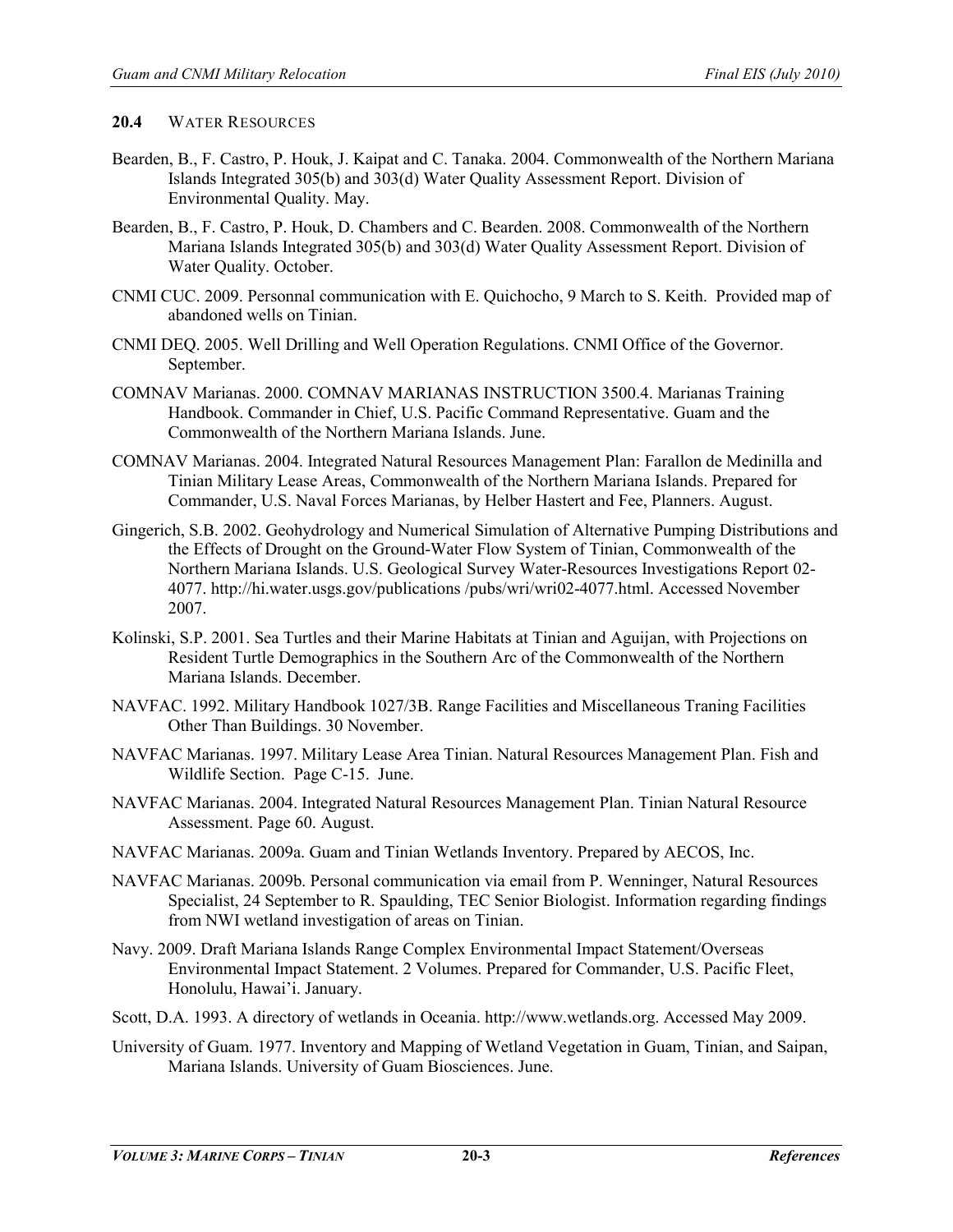## 20.4 WATER RESOURCES

Bearden, B., F. Castro, P. Houk, J. Kaipat and C. Tanaka. 2004. Commonwealth of the Northern Mariana Islands Integrated 305(b) and 303(d) Water Quality Assessment Report. Division of Environmental Quality. May.

Bearden, B., F. Castro, P. Houk, D. Chambers and C. Bearden. 2008. Commonwealth of the Northern Mariana Islands Integrated 305(b) and 303(d) Water Quality Assessment Report. Division of Water Quality. October.

CNMI CUC. 2009. Personnal communication with E. Quichocho, 9 March to S. Keith. Provided map of abandoned wells on Tinian.

CNMI DEQ. 2005. Well Drilling and Well Operation Regulations. CNMI Office of the Governor. September.

COMNAV Marianas. 2000. COMNAV MARIANAS INSTRUCTION 3500.4. Marianas Training Handbook. Commander in Chief, U.S. Pacific Command Representative. Guam and the Commonwealth of the Northern Mariana Islands. June.

COMNAV Marianas. 2004. Integrated Natural Resources Management Plan: Farallon de Medinilla and Tinian Military Lease Areas, Commonwealth of the Northern Mariana Islands. Prepared for Commander, U.S. Naval Forces Marianas, by Helber Hastert and Fee, Planners. August.

Gingerich, S.B. 2002. Geohydrology and Numerical Simulation of Alternative Pumping Distributions and the Effects of Drought on the Ground-Water Flow System of Tinian, Commonwealth of the Northern Mariana Islands. U.S. Geological Survey Water-Resources Investigations Report 02-4077. http://hi.water.usgs.gov/publications /pubs/wri/wri02-4077.html. Accessed November 2007.

Kolinski, S.P. 2001. Sea Turtles and their Marine Habitats at Tinian and Aguijan, with Projections on Resident Turtle Demographics in the Southern Arc of the Commonwealth of the Northern Mariana Islands. December.

NAVFAC. 1992. Military Handbook 1027/3B. Range Facilities and Miscellaneous Traning Facilities Other Than Buildings. 30 November.

NAVFAC Marianas. 1997. Military Lease Area Tinian. Natural Resources Management Plan. Fish and Wildlife Section. Page C-15. June.

NAVFAC Marianas. 2004. Integrated Natural Resources Management Plan. Tinian Natural Resource Assessment. Page 60. August.

NAVFAC Marianas. 2009a. Guam and Tinian Wetlands Inventory. Prepared by AECOS, Inc.

NAVFAC Marianas. 2009b. Personal communication via email from P. Wenninger, Natural Resources Specialist, 24 September to R. Spaulding, TEC Senior Biologist. Information regarding findings from NWI wetland investigation of areas on Tinian.

Navy. 2009. Draft Mariana Islands Range Complex Environmental Impact Statement/Overseas Environmental Impact Statement. 2 Volumes. Prepared for Commander, U.S. Pacific Fleet, Honolulu, Hawai'i. January.

Scott, D.A. 1993. A directory of wetlands in Oceania. http://www.wetlands.org. Accessed May 2009.

University of Guam. 1977. Inventory and Mapping of Wetland Vegetation in Guam, Tinian, and Saipan, Mariana Islands. University of Guam Biosciences. June.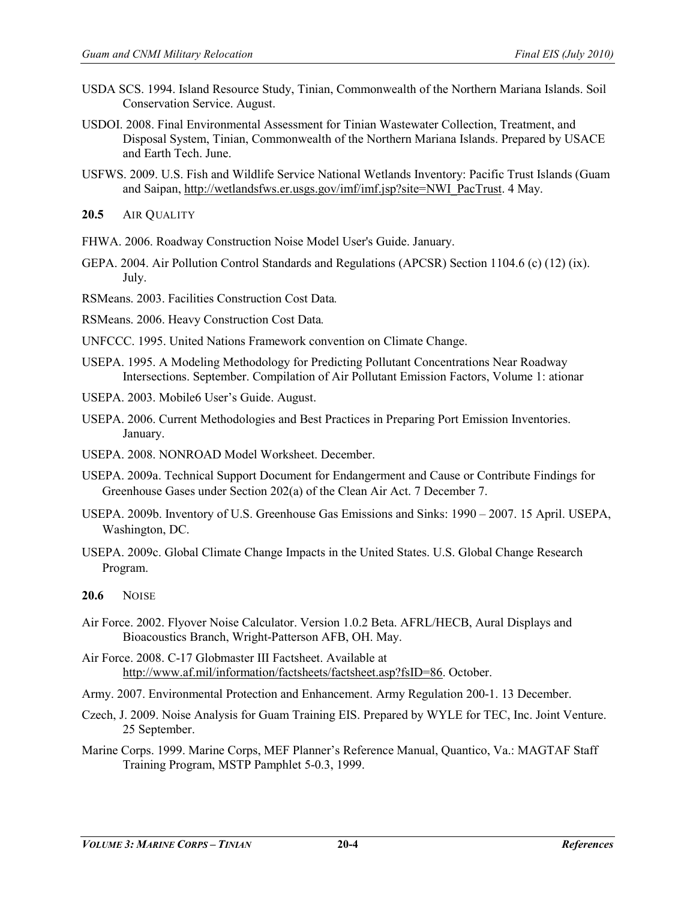USDA SCS. 1994. Island Resource Study, Tinian, Commonwealth of the Northern Mariana Islands. Soil Conservation Service. August.

USDOI. 2008. Final Environmental Assessment for Tinian Wastewater Collection, Treatment, and Disposal System, Tinian, Commonwealth of the Northern Mariana Islands. Prepared by USACE and Earth Tech. June.

USFWS. 2009. U.S. Fish and Wildlife Service National Wetlands Inventory: Pacific Trust Islands (Guam and Saipan, http://wetlandsfws.er.usgs.gov/imf/imf.jsp?site=NWI_PacTrust. 4 May.

## 20.5 AIR QUALITY

FHWA. 2006. Roadway Construction Noise Model User's Guide. January.

GEPA. 2004. Air Pollution Control Standards and Regulations (APCSR) Section 1104.6 (c) (12) (ix). July.

RSMeans. 2003. Facilities Construction Cost Data*.*

RSMeans. 2006. Heavy Construction Cost Data*.*

UNFCCC. 1995. United Nations Framework convention on Climate Change.

USEPA. 1995. A Modeling Methodology for Predicting Pollutant Concentrations Near Roadway Intersections. September. Compilation of Air Pollutant Emission Factors, Volume 1: ationar

USEPA. 2003. Mobile6 User's Guide. August.

USEPA. 2006. Current Methodologies and Best Practices in Preparing Port Emission Inventories. January.

USEPA. 2008. NONROAD Model Worksheet. December.

USEPA. 2009a. Technical Support Document for Endangerment and Cause or Contribute Findings for Greenhouse Gases under Section 202(a) of the Clean Air Act. 7 December 7.

USEPA. 2009b. Inventory of U.S. Greenhouse Gas Emissions and Sinks: 1990 – 2007. 15 April. USEPA, Washington, DC.

USEPA. 2009c. Global Climate Change Impacts in the United States. U.S. Global Change Research Program.

## 20.6 NOISE

Air Force. 2002. Flyover Noise Calculator. Version 1.0.2 Beta. AFRL/HECB, Aural Displays and Bioacoustics Branch, Wright-Patterson AFB, OH. May.

Air Force. 2008. C-17 Globmaster III Factsheet. Available at http://www.af.mil/information/factsheets/factsheet.asp?fsID=86. October.

Army. 2007. Environmental Protection and Enhancement. Army Regulation 200-1. 13 December.

Czech, J. 2009. Noise Analysis for Guam Training EIS. Prepared by WYLE for TEC, Inc. Joint Venture. 25 September.

Marine Corps. 1999. Marine Corps, MEF Planner's Reference Manual, Quantico, Va.: MAGTAF Staff Training Program, MSTP Pamphlet 5-0.3, 1999.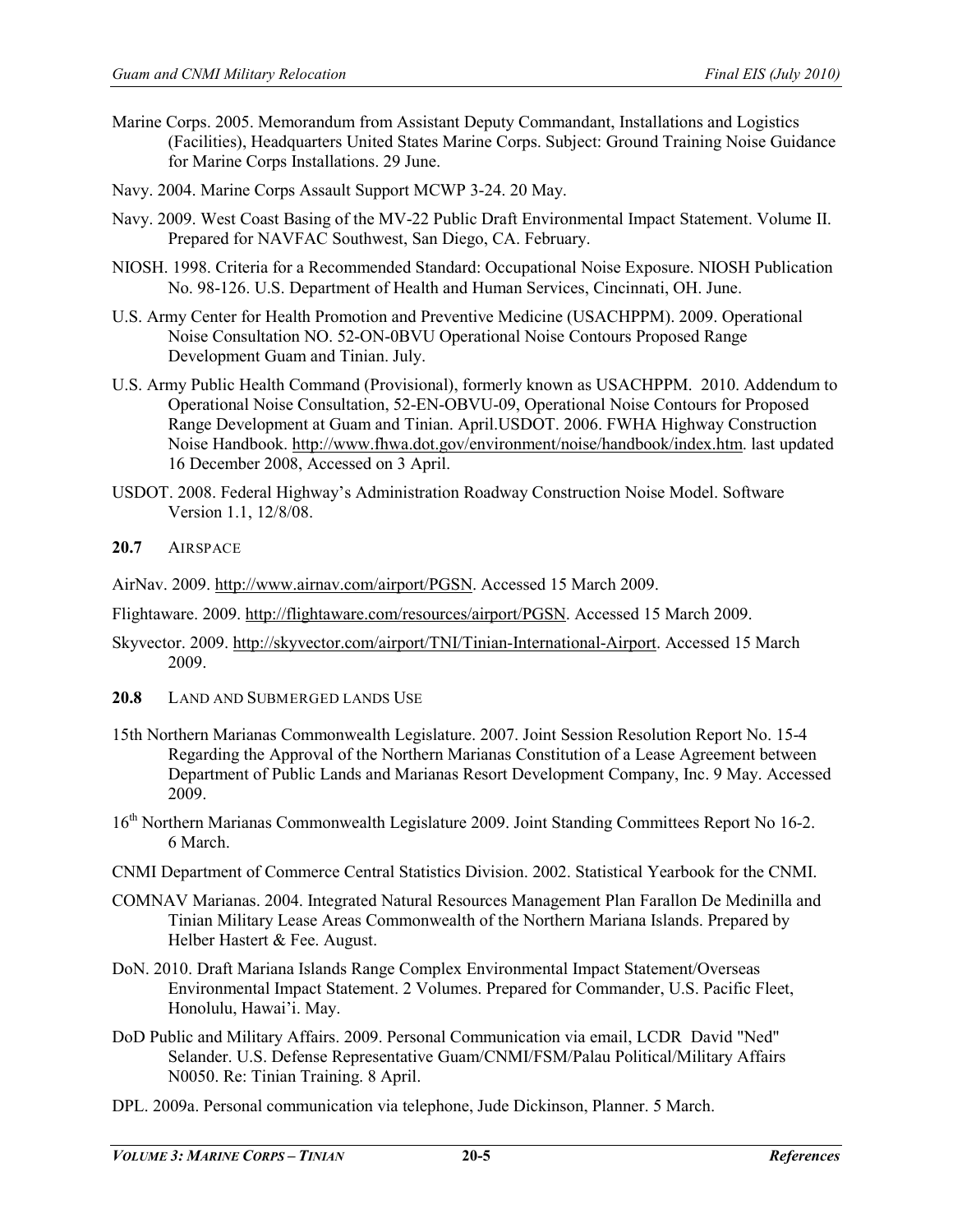Marine Corps. 2005. Memorandum from Assistant Deputy Commandant, Installations and Logistics (Facilities), Headquarters United States Marine Corps. Subject: Ground Training Noise Guidance for Marine Corps Installations. 29 June.

Navy. 2004. Marine Corps Assault Support MCWP 3-24. 20 May.

Navy. 2009. West Coast Basing of the MV-22 Public Draft Environmental Impact Statement. Volume II. Prepared for NAVFAC Southwest, San Diego, CA. February.

NIOSH. 1998. Criteria for a Recommended Standard: Occupational Noise Exposure. NIOSH Publication No. 98-126. U.S. Department of Health and Human Services, Cincinnati, OH. June.

U.S. Army Center for Health Promotion and Preventive Medicine (USACHPPM). 2009. Operational Noise Consultation NO. 52-ON-0BVU Operational Noise Contours Proposed Range Development Guam and Tinian. July.

U.S. Army Public Health Command (Provisional), formerly known as USACHPPM. 2010. Addendum to Operational Noise Consultation, 52-EN-OBVU-09, Operational Noise Contours for Proposed Range Development at Guam and Tinian. April.USDOT. 2006. FWHA Highway Construction Noise Handbook. http://www.fhwa.dot.gov/environment/noise/handbook/index.htm. last updated 16 December 2008, Accessed on 3 April.

USDOT. 2008. Federal Highway's Administration Roadway Construction Noise Model. Software Version 1.1, 12/8/08.

## 20.7 AIRSPACE

AirNav. 2009. http://www.airnav.com/airport/PGSN. Accessed 15 March 2009.

Flightaware. 2009. http://flightaware.com/resources/airport/PGSN. Accessed 15 March 2009.

Skyvector. 2009. http://skyvector.com/airport/TNI/Tinian-International-Airport. Accessed 15 March 2009.

## 20.8 LAND AND SUBMERGED LANDS USE

15th Northern Marianas Commonwealth Legislature. 2007. Joint Session Resolution Report No. 15-4 Regarding the Approval of the Northern Marianas Constitution of a Lease Agreement between Department of Public Lands and Marianas Resort Development Company, Inc. 9 May. Accessed 2009.

16th Northern Marianas Commonwealth Legislature 2009. Joint Standing Committees Report No 16-2. 6 March.

CNMI Department of Commerce Central Statistics Division. 2002. Statistical Yearbook for the CNMI.

COMNAV Marianas. 2004. Integrated Natural Resources Management Plan Farallon De Medinilla and Tinian Military Lease Areas Commonwealth of the Northern Mariana Islands. Prepared by Helber Hastert & Fee. August.

DoN. 2010. Draft Mariana Islands Range Complex Environmental Impact Statement/Overseas Environmental Impact Statement. 2 Volumes. Prepared for Commander, U.S. Pacific Fleet, Honolulu, Hawai'i. May.

DoD Public and Military Affairs. 2009. Personal Communication via email, LCDR David "Ned" Selander. U.S. Defense Representative Guam/CNMI/FSM/Palau Political/Military Affairs N0050. Re: Tinian Training. 8 April.

DPL. 2009a. Personal communication via telephone, Jude Dickinson, Planner. 5 March.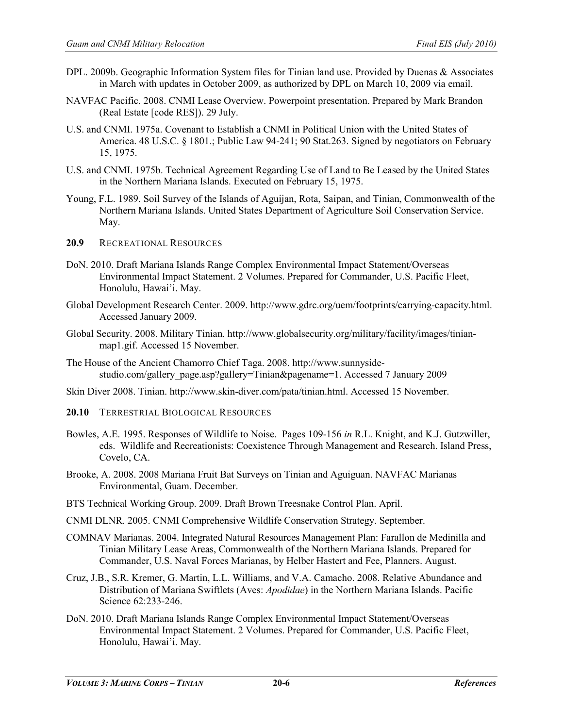DPL. 2009b. Geographic Information System files for Tinian land use. Provided by Duenas & Associates in March with updates in October 2009, as authorized by DPL on March 10, 2009 via email.

NAVFAC Pacific. 2008. CNMI Lease Overview. Powerpoint presentation. Prepared by Mark Brandon (Real Estate [code RES]). 29 July.

U.S. and CNMI. 1975a. Covenant to Establish a CNMI in Political Union with the United States of America. 48 U.S.C. § 1801.; Public Law 94-241; 90 Stat.263. Signed by negotiators on February 15, 1975.

U.S. and CNMI. 1975b. Technical Agreement Regarding Use of Land to Be Leased by the United States in the Northern Mariana Islands. Executed on February 15, 1975.

Young, F.L. 1989. Soil Survey of the Islands of Aguijan, Rota, Saipan, and Tinian, Commonwealth of the Northern Mariana Islands. United States Department of Agriculture Soil Conservation Service. May.

## 20.9 RECREATIONAL RESOURCES

DoN. 2010. Draft Mariana Islands Range Complex Environmental Impact Statement/Overseas Environmental Impact Statement. 2 Volumes. Prepared for Commander, U.S. Pacific Fleet, Honolulu, Hawai'i. May.

Global Development Research Center. 2009. http://www.gdrc.org/uem/footprints/carrying-capacity.html. Accessed January 2009.

Global Security. 2008. Military Tinian. http://www.globalsecurity.org/military/facility/images/tinian-map1.gif. Accessed 15 November.

The House of the Ancient Chamorro Chief Taga. 2008. http://www.sunnyside-studio.com/gallery_page.asp?gallery=Tinian&pagename=1. Accessed 7 January 2009

Skin Diver 2008. Tinian. http://www.skin-diver.com/pata/tinian.html. Accessed 15 November.

## 20.10 TERRESTRIAL BIOLOGICAL RESOURCES

Bowles, A.E. 1995. Responses of Wildlife to Noise. Pages 109-156 *in* R.L. Knight, and K.J. Gutzwiller, eds. Wildlife and Recreationists: Coexistence Through Management and Research. Island Press, Covelo, CA.

Brooke, A. 2008. 2008 Mariana Fruit Bat Surveys on Tinian and Aguiguan. NAVFAC Marianas Environmental, Guam. December.

BTS Technical Working Group. 2009. Draft Brown Treesnake Control Plan. April.

CNMI DLNR. 2005. CNMI Comprehensive Wildlife Conservation Strategy. September.

COMNAV Marianas. 2004. Integrated Natural Resources Management Plan: Farallon de Medinilla and Tinian Military Lease Areas, Commonwealth of the Northern Mariana Islands. Prepared for Commander, U.S. Naval Forces Marianas, by Helber Hastert and Fee, Planners. August.

Cruz, J.B., S.R. Kremer, G. Martin, L.L. Williams, and V.A. Camacho. 2008. Relative Abundance and Distribution of Mariana Swiftlets (Aves: *Apodidae*) in the Northern Mariana Islands. Pacific Science 62:233-246.

DoN. 2010. Draft Mariana Islands Range Complex Environmental Impact Statement/Overseas Environmental Impact Statement. 2 Volumes. Prepared for Commander, U.S. Pacific Fleet, Honolulu, Hawai'i. May.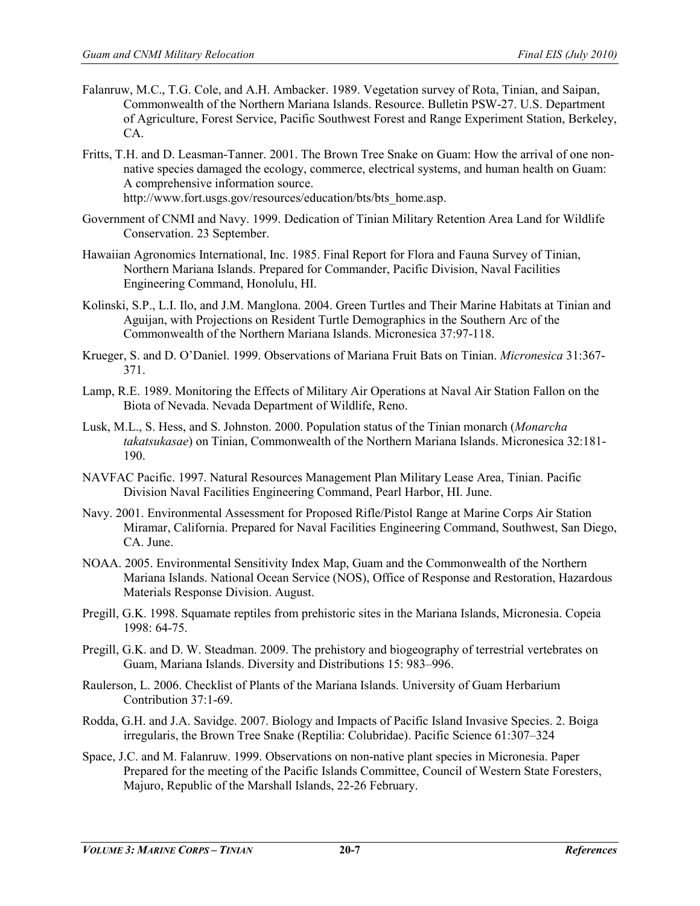Falanruw, M.C., T.G. Cole, and A.H. Ambacker. 1989. Vegetation survey of Rota, Tinian, and Saipan, Commonwealth of the Northern Mariana Islands. Resource. Bulletin PSW-27. U.S. Department of Agriculture, Forest Service, Pacific Southwest Forest and Range Experiment Station, Berkeley, CA.

Fritts, T.H. and D. Leasman-Tanner. 2001. The Brown Tree Snake on Guam: How the arrival of one non-native species damaged the ecology, commerce, electrical systems, and human health on Guam: A comprehensive information source. http://www.fort.usgs.gov/resources/education/bts/bts_home.asp.

Government of CNMI and Navy. 1999. Dedication of Tinian Military Retention Area Land for Wildlife Conservation. 23 September.

Hawaiian Agronomics International, Inc. 1985. Final Report for Flora and Fauna Survey of Tinian, Northern Mariana Islands. Prepared for Commander, Pacific Division, Naval Facilities Engineering Command, Honolulu, HI.

Kolinski, S.P., L.I. Ilo, and J.M. Manglona. 2004. Green Turtles and Their Marine Habitats at Tinian and Aguijan, with Projections on Resident Turtle Demographics in the Southern Arc of the Commonwealth of the Northern Mariana Islands. Micronesica 37:97-118.

Krueger, S. and D. O'Daniel. 1999. Observations of Mariana Fruit Bats on Tinian. *Micronesica* 31:367-371.

Lamp, R.E. 1989. Monitoring the Effects of Military Air Operations at Naval Air Station Fallon on the Biota of Nevada. Nevada Department of Wildlife, Reno.

Lusk, M.L., S. Hess, and S. Johnston. 2000. Population status of the Tinian monarch (*Monarcha takatsukasae*) on Tinian, Commonwealth of the Northern Mariana Islands. Micronesica 32:181-190.

NAVFAC Pacific. 1997. Natural Resources Management Plan Military Lease Area, Tinian. Pacific Division Naval Facilities Engineering Command, Pearl Harbor, HI. June.

Navy. 2001. Environmental Assessment for Proposed Rifle/Pistol Range at Marine Corps Air Station Miramar, California. Prepared for Naval Facilities Engineering Command, Southwest, San Diego, CA. June.

NOAA. 2005. Environmental Sensitivity Index Map, Guam and the Commonwealth of the Northern Mariana Islands. National Ocean Service (NOS), Office of Response and Restoration, Hazardous Materials Response Division. August.

Pregill, G.K. 1998. Squamate reptiles from prehistoric sites in the Mariana Islands, Micronesia. Copeia 1998: 64-75.

Pregill, G.K. and D. W. Steadman. 2009. The prehistory and biogeography of terrestrial vertebrates on Guam, Mariana Islands. Diversity and Distributions 15: 983–996.

Raulerson, L. 2006. Checklist of Plants of the Mariana Islands. University of Guam Herbarium Contribution 37:1-69.

Rodda, G.H. and J.A. Savidge. 2007. Biology and Impacts of Pacific Island Invasive Species. 2. Boiga irregularis, the Brown Tree Snake (Reptilia: Colubridae). Pacific Science 61:307–324

Space, J.C. and M. Falanruw. 1999. Observations on non-native plant species in Micronesia. Paper Prepared for the meeting of the Pacific Islands Committee, Council of Western State Foresters, Majuro, Republic of the Marshall Islands, 22-26 February.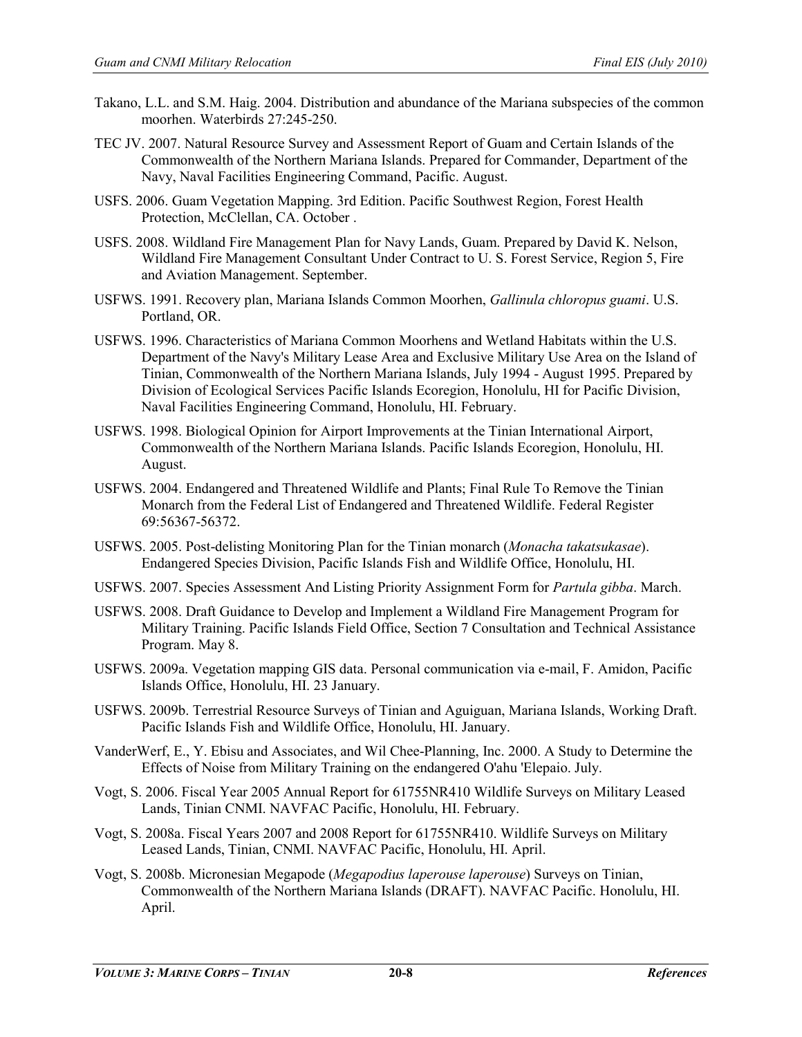Takano, L.L. and S.M. Haig. 2004. Distribution and abundance of the Mariana subspecies of the common moorhen. Waterbirds 27:245-250.

TEC JV. 2007. Natural Resource Survey and Assessment Report of Guam and Certain Islands of the Commonwealth of the Northern Mariana Islands. Prepared for Commander, Department of the Navy, Naval Facilities Engineering Command, Pacific. August.

USFS. 2006. Guam Vegetation Mapping. 3rd Edition. Pacific Southwest Region, Forest Health Protection, McClellan, CA. October .

USFS. 2008. Wildland Fire Management Plan for Navy Lands, Guam. Prepared by David K. Nelson, Wildland Fire Management Consultant Under Contract to U. S. Forest Service, Region 5, Fire and Aviation Management. September.

USFWS. 1991. Recovery plan, Mariana Islands Common Moorhen, *Gallinula chloropus guami*. U.S. Portland, OR.

USFWS. 1996. Characteristics of Mariana Common Moorhens and Wetland Habitats within the U.S. Department of the Navy's Military Lease Area and Exclusive Military Use Area on the Island of Tinian, Commonwealth of the Northern Mariana Islands, July 1994 - August 1995. Prepared by Division of Ecological Services Pacific Islands Ecoregion, Honolulu, HI for Pacific Division, Naval Facilities Engineering Command, Honolulu, HI. February.

USFWS. 1998. Biological Opinion for Airport Improvements at the Tinian International Airport, Commonwealth of the Northern Mariana Islands. Pacific Islands Ecoregion, Honolulu, HI. August.

USFWS. 2004. Endangered and Threatened Wildlife and Plants; Final Rule To Remove the Tinian Monarch from the Federal List of Endangered and Threatened Wildlife. Federal Register 69:56367-56372.

USFWS. 2005. Post-delisting Monitoring Plan for the Tinian monarch (*Monacha takatsukasae*). Endangered Species Division, Pacific Islands Fish and Wildlife Office, Honolulu, HI.

USFWS. 2007. Species Assessment And Listing Priority Assignment Form for *Partula gibba*. March.

USFWS. 2008. Draft Guidance to Develop and Implement a Wildland Fire Management Program for Military Training. Pacific Islands Field Office, Section 7 Consultation and Technical Assistance Program. May 8.

USFWS. 2009a. Vegetation mapping GIS data. Personal communication via e-mail, F. Amidon, Pacific Islands Office, Honolulu, HI. 23 January.

USFWS. 2009b. Terrestrial Resource Surveys of Tinian and Aguiguan, Mariana Islands, Working Draft. Pacific Islands Fish and Wildlife Office, Honolulu, HI. January.

VanderWerf, E., Y. Ebisu and Associates, and Wil Chee-Planning, Inc. 2000. A Study to Determine the Effects of Noise from Military Training on the endangered O'ahu 'Elepaio. July.

Vogt, S. 2006. Fiscal Year 2005 Annual Report for 61755NR410 Wildlife Surveys on Military Leased Lands, Tinian CNMI. NAVFAC Pacific, Honolulu, HI. February.

Vogt, S. 2008a. Fiscal Years 2007 and 2008 Report for 61755NR410. Wildlife Surveys on Military Leased Lands, Tinian, CNMI. NAVFAC Pacific, Honolulu, HI. April.

Vogt, S. 2008b. Micronesian Megapode (*Megapodius laperouse laperouse*) Surveys on Tinian, Commonwealth of the Northern Mariana Islands (DRAFT). NAVFAC Pacific. Honolulu, HI. April.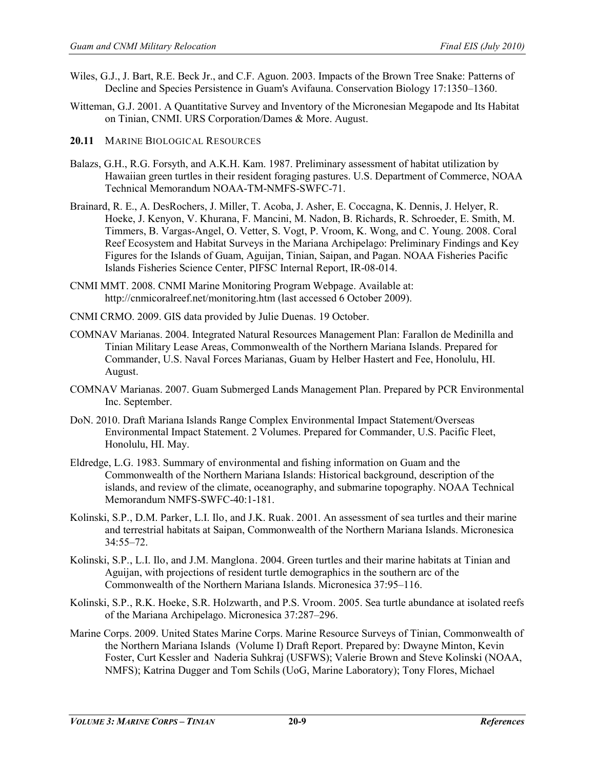Wiles, G.J., J. Bart, R.E. Beck Jr., and C.F. Aguon. 2003. Impacts of the Brown Tree Snake: Patterns of Decline and Species Persistence in Guam's Avifauna. Conservation Biology 17:1350–1360.

Witteman, G.J. 2001. A Quantitative Survey and Inventory of the Micronesian Megapode and Its Habitat on Tinian, CNMI. URS Corporation/Dames & More. August.

## 20.11 MARINE BIOLOGICAL RESOURCES

Balazs, G.H., R.G. Forsyth, and A.K.H. Kam. 1987. Preliminary assessment of habitat utilization by Hawaiian green turtles in their resident foraging pastures. U.S. Department of Commerce, NOAA Technical Memorandum NOAA-TM-NMFS-SWFC-71.

Brainard, R. E., A. DesRochers, J. Miller, T. Acoba, J. Asher, E. Coccagna, K. Dennis, J. Helyer, R. Hoeke, J. Kenyon, V. Khurana, F. Mancini, M. Nadon, B. Richards, R. Schroeder, E. Smith, M. Timmers, B. Vargas-Angel, O. Vetter, S. Vogt, P. Vroom, K. Wong, and C. Young. 2008. Coral Reef Ecosystem and Habitat Surveys in the Mariana Archipelago: Preliminary Findings and Key Figures for the Islands of Guam, Aguijan, Tinian, Saipan, and Pagan. NOAA Fisheries Pacific Islands Fisheries Science Center, PIFSC Internal Report, IR-08-014.

CNMI MMT. 2008. CNMI Marine Monitoring Program Webpage. Available at: http://cnmicoralreef.net/monitoring.htm (last accessed 6 October 2009).

CNMI CRMO. 2009. GIS data provided by Julie Duenas. 19 October.

COMNAV Marianas. 2004. Integrated Natural Resources Management Plan: Farallon de Medinilla and Tinian Military Lease Areas, Commonwealth of the Northern Mariana Islands. Prepared for Commander, U.S. Naval Forces Marianas, Guam by Helber Hastert and Fee, Honolulu, HI. August.

COMNAV Marianas. 2007. Guam Submerged Lands Management Plan. Prepared by PCR Environmental Inc. September.

DoN. 2010. Draft Mariana Islands Range Complex Environmental Impact Statement/Overseas Environmental Impact Statement. 2 Volumes. Prepared for Commander, U.S. Pacific Fleet, Honolulu, HI. May.

Eldredge, L.G. 1983. Summary of environmental and fishing information on Guam and the Commonwealth of the Northern Mariana Islands: Historical background, description of the islands, and review of the climate, oceanography, and submarine topography. NOAA Technical Memorandum NMFS-SWFC-40:1-181.

Kolinski, S.P., D.M. Parker, L.I. Ilo, and J.K. Ruak. 2001. An assessment of sea turtles and their marine and terrestrial habitats at Saipan, Commonwealth of the Northern Mariana Islands. Micronesica 34:55–72.

Kolinski, S.P., L.I. Ilo, and J.M. Manglona. 2004. Green turtles and their marine habitats at Tinian and Aguijan, with projections of resident turtle demographics in the southern arc of the Commonwealth of the Northern Mariana Islands. Micronesica 37:95–116.

Kolinski, S.P., R.K. Hoeke, S.R. Holzwarth, and P.S. Vroom. 2005. Sea turtle abundance at isolated reefs of the Mariana Archipelago. Micronesica 37:287–296.

Marine Corps. 2009. United States Marine Corps. Marine Resource Surveys of Tinian, Commonwealth of the Northern Mariana Islands (Volume I) Draft Report. Prepared by: Dwayne Minton, Kevin Foster, Curt Kessler and Naderia Suhkraj (USFWS); Valerie Brown and Steve Kolinski (NOAA, NMFS); Katrina Dugger and Tom Schils (UoG, Marine Laboratory); Tony Flores, Michael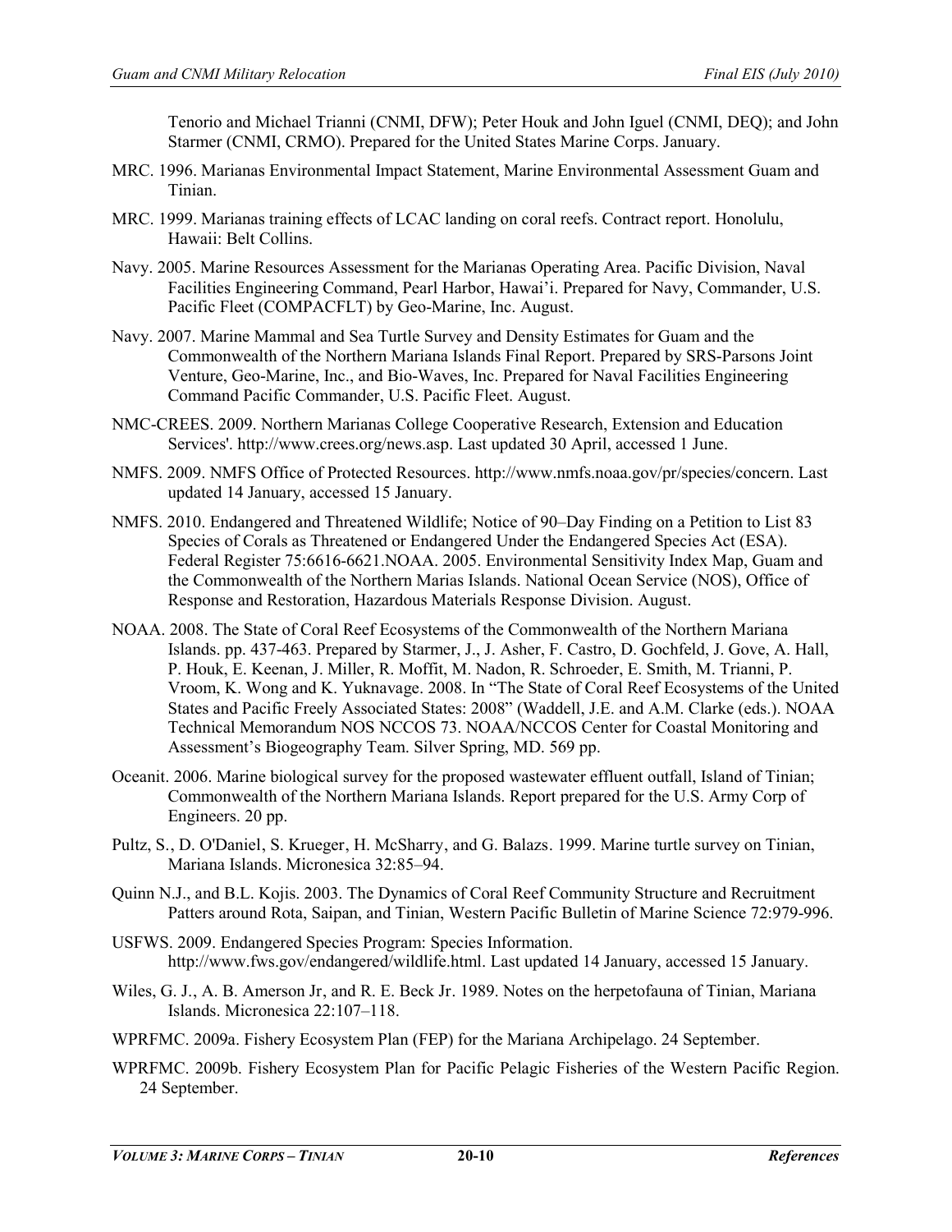Tenorio and Michael Trianni (CNMI, DFW); Peter Houk and John Iguel (CNMI, DEQ); and John Starmer (CNMI, CRMO). Prepared for the United States Marine Corps. January.

MRC. 1996. Marianas Environmental Impact Statement, Marine Environmental Assessment Guam and Tinian.

MRC. 1999. Marianas training effects of LCAC landing on coral reefs. Contract report. Honolulu, Hawaii: Belt Collins.

Navy. 2005. Marine Resources Assessment for the Marianas Operating Area. Pacific Division, Naval Facilities Engineering Command, Pearl Harbor, Hawai'i. Prepared for Navy, Commander, U.S. Pacific Fleet (COMPACFLT) by Geo-Marine, Inc. August.

Navy. 2007. Marine Mammal and Sea Turtle Survey and Density Estimates for Guam and the Commonwealth of the Northern Mariana Islands Final Report. Prepared by SRS-Parsons Joint Venture, Geo-Marine, Inc., and Bio-Waves, Inc. Prepared for Naval Facilities Engineering Command Pacific Commander, U.S. Pacific Fleet. August.

NMC-CREES. 2009. Northern Marianas College Cooperative Research, Extension and Education Services'. http://www.crees.org/news.asp. Last updated 30 April, accessed 1 June.

NMFS. 2009. NMFS Office of Protected Resources. http://www.nmfs.noaa.gov/pr/species/concern. Last updated 14 January, accessed 15 January.

NMFS. 2010. Endangered and Threatened Wildlife; Notice of 90–Day Finding on a Petition to List 83 Species of Corals as Threatened or Endangered Under the Endangered Species Act (ESA). Federal Register 75:6616-6621.NOAA. 2005. Environmental Sensitivity Index Map, Guam and the Commonwealth of the Northern Marias Islands. National Ocean Service (NOS), Office of Response and Restoration, Hazardous Materials Response Division. August.

NOAA. 2008. The State of Coral Reef Ecosystems of the Commonwealth of the Northern Mariana Islands. pp. 437-463. Prepared by Starmer, J., J. Asher, F. Castro, D. Gochfeld, J. Gove, A. Hall, P. Houk, E. Keenan, J. Miller, R. Moffit, M. Nadon, R. Schroeder, E. Smith, M. Trianni, P. Vroom, K. Wong and K. Yuknavage. 2008. In "The State of Coral Reef Ecosystems of the United States and Pacific Freely Associated States: 2008" (Waddell, J.E. and A.M. Clarke (eds.). NOAA Technical Memorandum NOS NCCOS 73. NOAA/NCCOS Center for Coastal Monitoring and Assessment's Biogeography Team. Silver Spring, MD. 569 pp.

Oceanit. 2006. Marine biological survey for the proposed wastewater effluent outfall, Island of Tinian; Commonwealth of the Northern Mariana Islands. Report prepared for the U.S. Army Corp of Engineers. 20 pp.

Pultz, S., D. O'Daniel, S. Krueger, H. McSharry, and G. Balazs. 1999. Marine turtle survey on Tinian, Mariana Islands. Micronesica 32:85–94.

Quinn N.J., and B.L. Kojis. 2003. The Dynamics of Coral Reef Community Structure and Recruitment Patters around Rota, Saipan, and Tinian, Western Pacific Bulletin of Marine Science 72:979-996.

USFWS. 2009. Endangered Species Program: Species Information. http://www.fws.gov/endangered/wildlife.html. Last updated 14 January, accessed 15 January.

Wiles, G. J., A. B. Amerson Jr, and R. E. Beck Jr. 1989. Notes on the herpetofauna of Tinian, Mariana Islands. Micronesica 22:107–118.

WPRFMC. 2009a. Fishery Ecosystem Plan (FEP) for the Mariana Archipelago. 24 September.

WPRFMC. 2009b. Fishery Ecosystem Plan for Pacific Pelagic Fisheries of the Western Pacific Region. 24 September.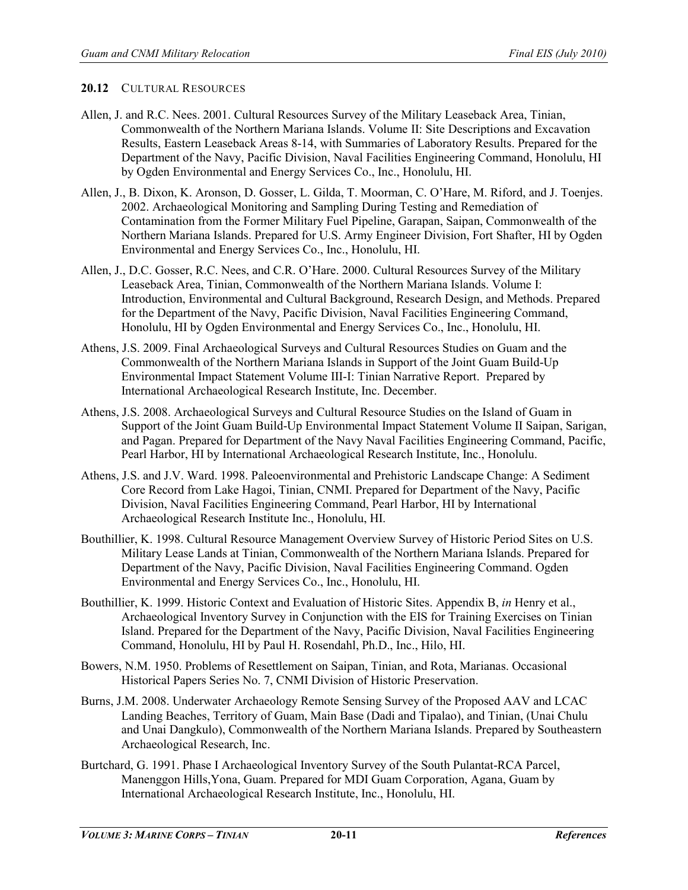## 20.12 CULTURAL RESOURCES

Allen, J. and R.C. Nees. 2001. Cultural Resources Survey of the Military Leaseback Area, Tinian, Commonwealth of the Northern Mariana Islands. Volume II: Site Descriptions and Excavation Results, Eastern Leaseback Areas 8-14, with Summaries of Laboratory Results. Prepared for the Department of the Navy, Pacific Division, Naval Facilities Engineering Command, Honolulu, HI by Ogden Environmental and Energy Services Co., Inc., Honolulu, HI.

Allen, J., B. Dixon, K. Aronson, D. Gosser, L. Gilda, T. Moorman, C. O'Hare, M. Riford, and J. Toenjes. 2002. Archaeological Monitoring and Sampling During Testing and Remediation of Contamination from the Former Military Fuel Pipeline, Garapan, Saipan, Commonwealth of the Northern Mariana Islands. Prepared for U.S. Army Engineer Division, Fort Shafter, HI by Ogden Environmental and Energy Services Co., Inc., Honolulu, HI.

Allen, J., D.C. Gosser, R.C. Nees, and C.R. O'Hare. 2000. Cultural Resources Survey of the Military Leaseback Area, Tinian, Commonwealth of the Northern Mariana Islands. Volume I: Introduction, Environmental and Cultural Background, Research Design, and Methods. Prepared for the Department of the Navy, Pacific Division, Naval Facilities Engineering Command, Honolulu, HI by Ogden Environmental and Energy Services Co., Inc., Honolulu, HI.

Athens, J.S. 2009. Final Archaeological Surveys and Cultural Resources Studies on Guam and the Commonwealth of the Northern Mariana Islands in Support of the Joint Guam Build-Up Environmental Impact Statement Volume III-I: Tinian Narrative Report. Prepared by International Archaeological Research Institute, Inc. December.

Athens, J.S. 2008. Archaeological Surveys and Cultural Resource Studies on the Island of Guam in Support of the Joint Guam Build-Up Environmental Impact Statement Volume II Saipan, Sarigan, and Pagan. Prepared for Department of the Navy Naval Facilities Engineering Command, Pacific, Pearl Harbor, HI by International Archaeological Research Institute, Inc., Honolulu.

Athens, J.S. and J.V. Ward. 1998. Paleoenvironmental and Prehistoric Landscape Change: A Sediment Core Record from Lake Hagoi, Tinian, CNMI. Prepared for Department of the Navy, Pacific Division, Naval Facilities Engineering Command, Pearl Harbor, HI by International Archaeological Research Institute Inc., Honolulu, HI.

Bouthillier, K. 1998. Cultural Resource Management Overview Survey of Historic Period Sites on U.S. Military Lease Lands at Tinian, Commonwealth of the Northern Mariana Islands. Prepared for Department of the Navy, Pacific Division, Naval Facilities Engineering Command. Ogden Environmental and Energy Services Co., Inc., Honolulu, HI.

Bouthillier, K. 1999. Historic Context and Evaluation of Historic Sites. Appendix B, *in* Henry et al., Archaeological Inventory Survey in Conjunction with the EIS for Training Exercises on Tinian Island. Prepared for the Department of the Navy, Pacific Division, Naval Facilities Engineering Command, Honolulu, HI by Paul H. Rosendahl, Ph.D., Inc., Hilo, HI.

Bowers, N.M. 1950. Problems of Resettlement on Saipan, Tinian, and Rota, Marianas. Occasional Historical Papers Series No. 7, CNMI Division of Historic Preservation.

Burns, J.M. 2008. Underwater Archaeology Remote Sensing Survey of the Proposed AAV and LCAC Landing Beaches, Territory of Guam, Main Base (Dadi and Tipalao), and Tinian, (Unai Chulu and Unai Dangkulo), Commonwealth of the Northern Mariana Islands. Prepared by Southeastern Archaeological Research, Inc.

Burtchard, G. 1991. Phase I Archaeological Inventory Survey of the South Pulantat-RCA Parcel, Manenggon Hills,Yona, Guam. Prepared for MDI Guam Corporation, Agana, Guam by International Archaeological Research Institute, Inc., Honolulu, HI.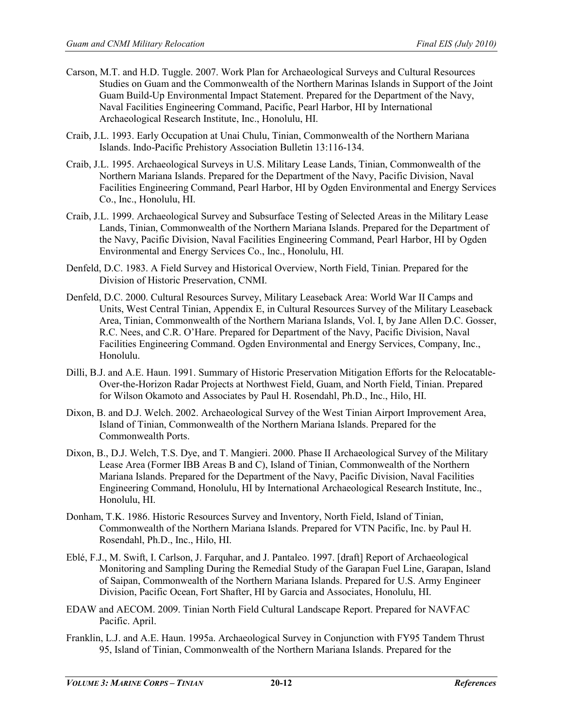Carson, M.T. and H.D. Tuggle. 2007. Work Plan for Archaeological Surveys and Cultural Resources Studies on Guam and the Commonwealth of the Northern Marinas Islands in Support of the Joint Guam Build-Up Environmental Impact Statement. Prepared for the Department of the Navy, Naval Facilities Engineering Command, Pacific, Pearl Harbor, HI by International Archaeological Research Institute, Inc., Honolulu, HI.

Craib, J.L. 1993. Early Occupation at Unai Chulu, Tinian, Commonwealth of the Northern Mariana Islands. Indo-Pacific Prehistory Association Bulletin 13:116-134.

Craib, J.L. 1995. Archaeological Surveys in U.S. Military Lease Lands, Tinian, Commonwealth of the Northern Mariana Islands. Prepared for the Department of the Navy, Pacific Division, Naval Facilities Engineering Command, Pearl Harbor, HI by Ogden Environmental and Energy Services Co., Inc., Honolulu, HI.

Craib, J.L. 1999. Archaeological Survey and Subsurface Testing of Selected Areas in the Military Lease Lands, Tinian, Commonwealth of the Northern Mariana Islands. Prepared for the Department of the Navy, Pacific Division, Naval Facilities Engineering Command, Pearl Harbor, HI by Ogden Environmental and Energy Services Co., Inc., Honolulu, HI.

Denfeld, D.C. 1983. A Field Survey and Historical Overview, North Field, Tinian. Prepared for the Division of Historic Preservation, CNMI.

Denfeld, D.C. 2000. Cultural Resources Survey, Military Leaseback Area: World War II Camps and Units, West Central Tinian, Appendix E, in Cultural Resources Survey of the Military Leaseback Area, Tinian, Commonwealth of the Northern Mariana Islands, Vol. I, by Jane Allen D.C. Gosser, R.C. Nees, and C.R. O'Hare. Prepared for Department of the Navy, Pacific Division, Naval Facilities Engineering Command. Ogden Environmental and Energy Services, Company, Inc., Honolulu.

Dilli, B.J. and A.E. Haun. 1991. Summary of Historic Preservation Mitigation Efforts for the Relocatable-Over-the-Horizon Radar Projects at Northwest Field, Guam, and North Field, Tinian. Prepared for Wilson Okamoto and Associates by Paul H. Rosendahl, Ph.D., Inc., Hilo, HI.

Dixon, B. and D.J. Welch. 2002. Archaeological Survey of the West Tinian Airport Improvement Area, Island of Tinian, Commonwealth of the Northern Mariana Islands. Prepared for the Commonwealth Ports.

Dixon, B., D.J. Welch, T.S. Dye, and T. Mangieri. 2000. Phase II Archaeological Survey of the Military Lease Area (Former IBB Areas B and C), Island of Tinian, Commonwealth of the Northern Mariana Islands. Prepared for the Department of the Navy, Pacific Division, Naval Facilities Engineering Command, Honolulu, HI by International Archaeological Research Institute, Inc., Honolulu, HI.

Donham, T.K. 1986. Historic Resources Survey and Inventory, North Field, Island of Tinian, Commonwealth of the Northern Mariana Islands. Prepared for VTN Pacific, Inc. by Paul H. Rosendahl, Ph.D., Inc., Hilo, HI.

Eblé, F.J., M. Swift, I. Carlson, J. Farquhar, and J. Pantaleo. 1997. [draft] Report of Archaeological Monitoring and Sampling During the Remedial Study of the Garapan Fuel Line, Garapan, Island of Saipan, Commonwealth of the Northern Mariana Islands. Prepared for U.S. Army Engineer Division, Pacific Ocean, Fort Shafter, HI by Garcia and Associates, Honolulu, HI.

EDAW and AECOM. 2009. Tinian North Field Cultural Landscape Report. Prepared for NAVFAC Pacific. April.

Franklin, L.J. and A.E. Haun. 1995a. Archaeological Survey in Conjunction with FY95 Tandem Thrust 95, Island of Tinian, Commonwealth of the Northern Mariana Islands. Prepared for the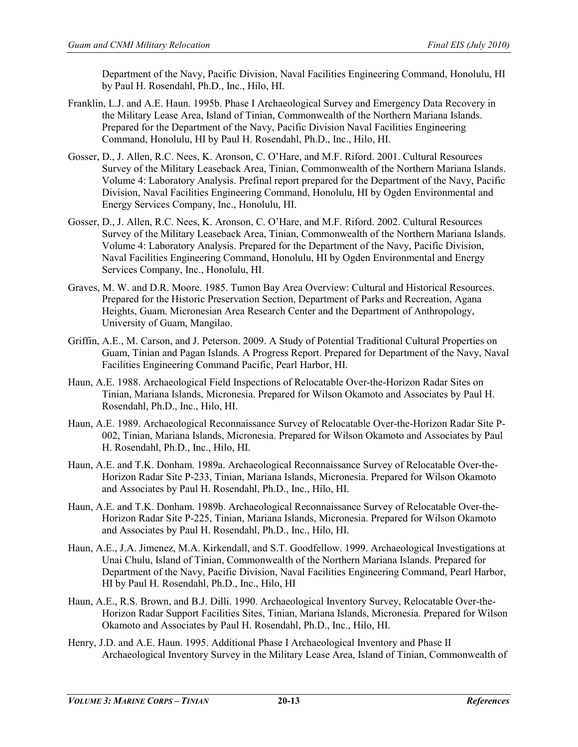Department of the Navy, Pacific Division, Naval Facilities Engineering Command, Honolulu, HI by Paul H. Rosendahl, Ph.D., Inc., Hilo, HI.

Franklin, L.J. and A.E. Haun. 1995b. Phase I Archaeological Survey and Emergency Data Recovery in the Military Lease Area, Island of Tinian, Commonwealth of the Northern Mariana Islands. Prepared for the Department of the Navy, Pacific Division Naval Facilities Engineering Command, Honolulu, HI by Paul H. Rosendahl, Ph.D., Inc., Hilo, HI.

Gosser, D., J. Allen, R.C. Nees, K. Aronson, C. O'Hare, and M.F. Riford. 2001. Cultural Resources Survey of the Military Leaseback Area, Tinian, Commonwealth of the Northern Mariana Islands. Volume 4: Laboratory Analysis. Prefinal report prepared for the Department of the Navy, Pacific Division, Naval Facilities Engineering Command, Honolulu, HI by Ogden Environmental and Energy Services Company, Inc., Honolulu, HI.

Gosser, D., J. Allen, R.C. Nees, K. Aronson, C. O'Hare, and M.F. Riford. 2002. Cultural Resources Survey of the Military Leaseback Area, Tinian, Commonwealth of the Northern Mariana Islands. Volume 4: Laboratory Analysis. Prepared for the Department of the Navy, Pacific Division, Naval Facilities Engineering Command, Honolulu, HI by Ogden Environmental and Energy Services Company, Inc., Honolulu, HI.

Graves, M. W. and D.R. Moore. 1985. Tumon Bay Area Overview: Cultural and Historical Resources. Prepared for the Historic Preservation Section, Department of Parks and Recreation, Agana Heights, Guam. Micronesian Area Research Center and the Department of Anthropology, University of Guam, Mangilao.

Griffin, A.E., M. Carson, and J. Peterson. 2009. A Study of Potential Traditional Cultural Properties on Guam, Tinian and Pagan Islands. A Progress Report. Prepared for Department of the Navy, Naval Facilities Engineering Command Pacific, Pearl Harbor, HI.

Haun, A.E. 1988. Archaeological Field Inspections of Relocatable Over-the-Horizon Radar Sites on Tinian, Mariana Islands, Micronesia. Prepared for Wilson Okamoto and Associates by Paul H. Rosendahl, Ph.D., Inc., Hilo, HI.

Haun, A.E. 1989. Archaeological Reconnaissance Survey of Relocatable Over-the-Horizon Radar Site P-002, Tinian, Mariana Islands, Micronesia. Prepared for Wilson Okamoto and Associates by Paul H. Rosendahl, Ph.D., Inc., Hilo, HI.

Haun, A.E. and T.K. Donham. 1989a. Archaeological Reconnaissance Survey of Relocatable Over-the-Horizon Radar Site P-233, Tinian, Mariana Islands, Micronesia. Prepared for Wilson Okamoto and Associates by Paul H. Rosendahl, Ph.D., Inc., Hilo, HI.

Haun, A.E. and T.K. Donham. 1989b. Archaeological Reconnaissance Survey of Relocatable Over-the-Horizon Radar Site P-225, Tinian, Mariana Islands, Micronesia. Prepared for Wilson Okamoto and Associates by Paul H. Rosendahl, Ph.D., Inc., Hilo, HI.

Haun, A.E., J.A. Jimenez, M.A. Kirkendall, and S.T. Goodfellow. 1999. Archaeological Investigations at Unai Chulu, Island of Tinian, Commonwealth of the Northern Mariana Islands. Prepared for Department of the Navy, Pacific Division, Naval Facilities Engineering Command, Pearl Harbor, HI by Paul H. Rosendahl, Ph.D., Inc., Hilo, HI

Haun, A.E., R.S. Brown, and B.J. Dilli. 1990. Archaeological Inventory Survey, Relocatable Over-the-Horizon Radar Support Facilities Sites, Tinian, Mariana Islands, Micronesia. Prepared for Wilson Okamoto and Associates by Paul H. Rosendahl, Ph.D., Inc., Hilo, HI.

Henry, J.D. and A.E. Haun. 1995. Additional Phase I Archaeological Inventory and Phase II Archaeological Inventory Survey in the Military Lease Area, Island of Tinian, Commonwealth of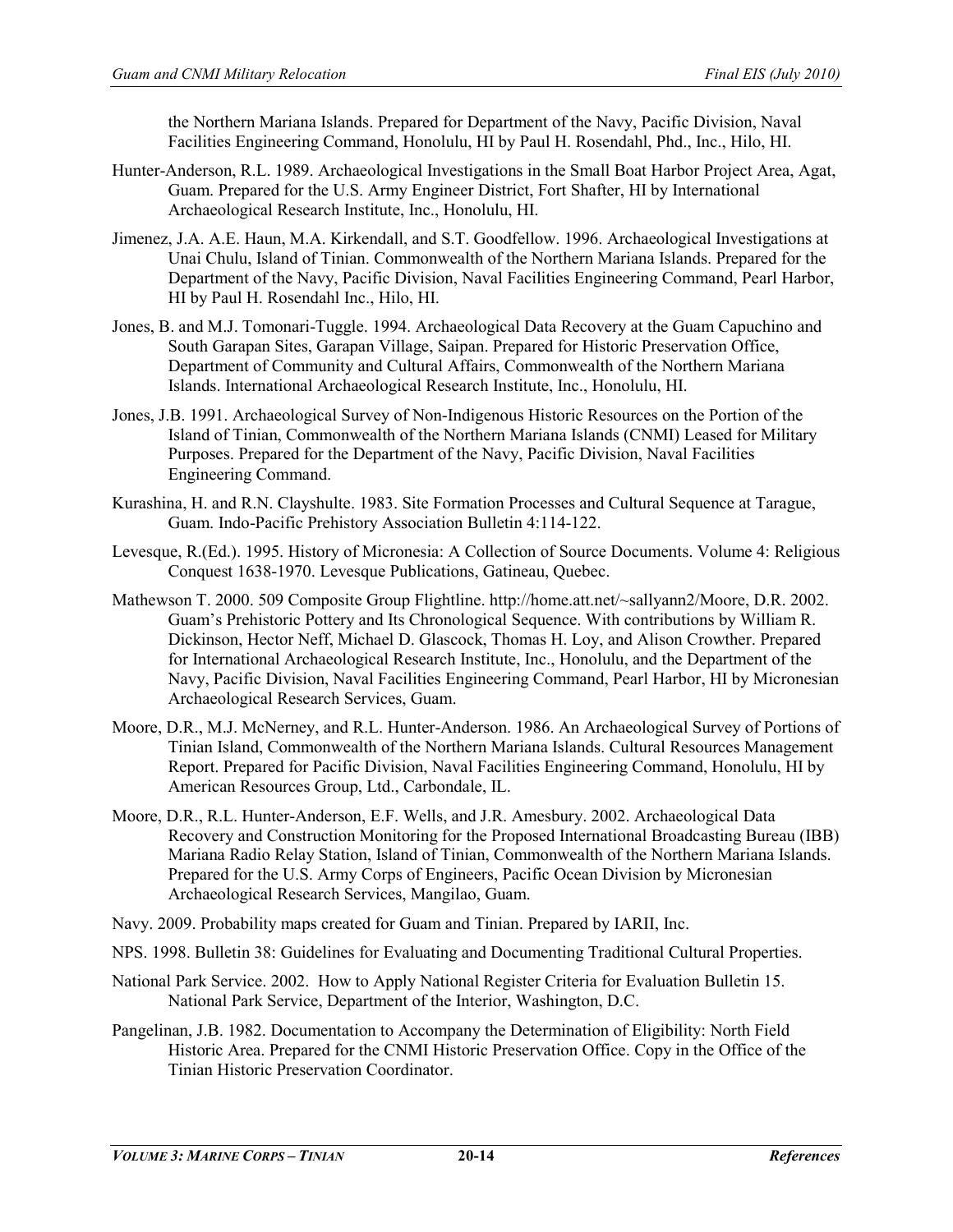the Northern Mariana Islands. Prepared for Department of the Navy, Pacific Division, Naval Facilities Engineering Command, Honolulu, HI by Paul H. Rosendahl, Phd., Inc., Hilo, HI.

Hunter-Anderson, R.L. 1989. Archaeological Investigations in the Small Boat Harbor Project Area, Agat, Guam. Prepared for the U.S. Army Engineer District, Fort Shafter, HI by International Archaeological Research Institute, Inc., Honolulu, HI.

Jimenez, J.A. A.E. Haun, M.A. Kirkendall, and S.T. Goodfellow. 1996. Archaeological Investigations at Unai Chulu, Island of Tinian. Commonwealth of the Northern Mariana Islands. Prepared for the Department of the Navy, Pacific Division, Naval Facilities Engineering Command, Pearl Harbor, HI by Paul H. Rosendahl Inc., Hilo, HI.

Jones, B. and M.J. Tomonari-Tuggle. 1994. Archaeological Data Recovery at the Guam Capuchino and South Garapan Sites, Garapan Village, Saipan. Prepared for Historic Preservation Office, Department of Community and Cultural Affairs, Commonwealth of the Northern Mariana Islands. International Archaeological Research Institute, Inc., Honolulu, HI.

Jones, J.B. 1991. Archaeological Survey of Non-Indigenous Historic Resources on the Portion of the Island of Tinian, Commonwealth of the Northern Mariana Islands (CNMI) Leased for Military Purposes. Prepared for the Department of the Navy, Pacific Division, Naval Facilities Engineering Command.

Kurashina, H. and R.N. Clayshulte. 1983. Site Formation Processes and Cultural Sequence at Tarague, Guam. Indo-Pacific Prehistory Association Bulletin 4:114-122.

Levesque, R.(Ed.). 1995. History of Micronesia: A Collection of Source Documents. Volume 4: Religious Conquest 1638-1970. Levesque Publications, Gatineau, Quebec.

Mathewson T. 2000. 509 Composite Group Flightline. http://home.att.net/~sallyann2/Moore, D.R. 2002. Guam's Prehistoric Pottery and Its Chronological Sequence. With contributions by William R. Dickinson, Hector Neff, Michael D. Glascock, Thomas H. Loy, and Alison Crowther. Prepared for International Archaeological Research Institute, Inc., Honolulu, and the Department of the Navy, Pacific Division, Naval Facilities Engineering Command, Pearl Harbor, HI by Micronesian Archaeological Research Services, Guam.

Moore, D.R., M.J. McNerney, and R.L. Hunter-Anderson. 1986. An Archaeological Survey of Portions of Tinian Island, Commonwealth of the Northern Mariana Islands. Cultural Resources Management Report. Prepared for Pacific Division, Naval Facilities Engineering Command, Honolulu, HI by American Resources Group, Ltd., Carbondale, IL.

Moore, D.R., R.L. Hunter-Anderson, E.F. Wells, and J.R. Amesbury. 2002. Archaeological Data Recovery and Construction Monitoring for the Proposed International Broadcasting Bureau (IBB) Mariana Radio Relay Station, Island of Tinian, Commonwealth of the Northern Mariana Islands. Prepared for the U.S. Army Corps of Engineers, Pacific Ocean Division by Micronesian Archaeological Research Services, Mangilao, Guam.

Navy. 2009. Probability maps created for Guam and Tinian. Prepared by IARII, Inc.

NPS. 1998. Bulletin 38: Guidelines for Evaluating and Documenting Traditional Cultural Properties.

National Park Service. 2002. How to Apply National Register Criteria for Evaluation Bulletin 15. National Park Service, Department of the Interior, Washington, D.C.

Pangelinan, J.B. 1982. Documentation to Accompany the Determination of Eligibility: North Field Historic Area. Prepared for the CNMI Historic Preservation Office. Copy in the Office of the Tinian Historic Preservation Coordinator.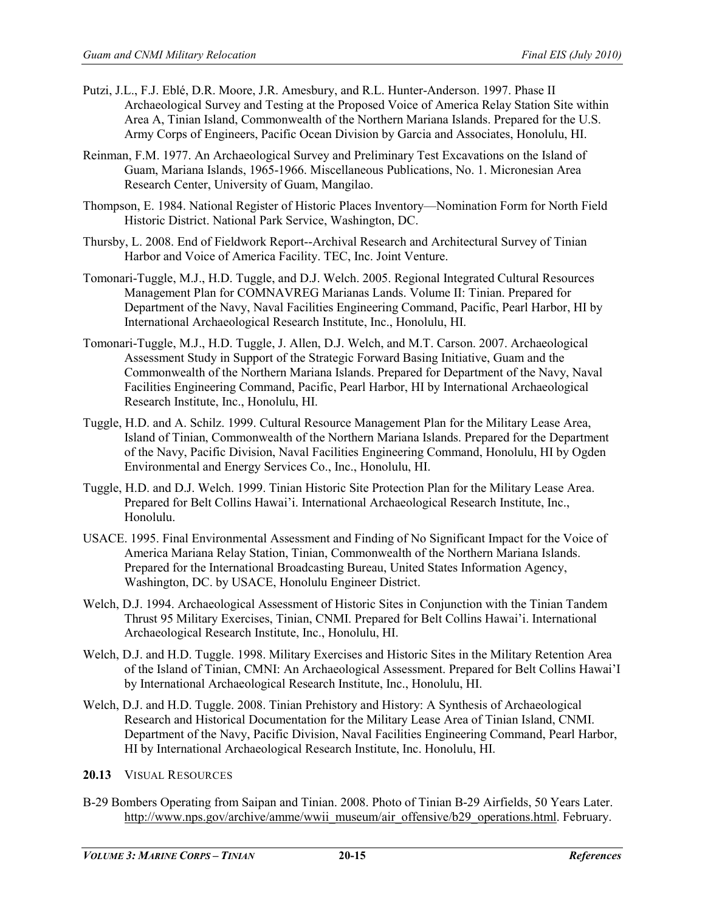Putzi, J.L., F.J. Eblé, D.R. Moore, J.R. Amesbury, and R.L. Hunter-Anderson. 1997. Phase II Archaeological Survey and Testing at the Proposed Voice of America Relay Station Site within Area A, Tinian Island, Commonwealth of the Northern Mariana Islands. Prepared for the U.S. Army Corps of Engineers, Pacific Ocean Division by Garcia and Associates, Honolulu, HI.

Reinman, F.M. 1977. An Archaeological Survey and Preliminary Test Excavations on the Island of Guam, Mariana Islands, 1965-1966. Miscellaneous Publications, No. 1. Micronesian Area Research Center, University of Guam, Mangilao.

Thompson, E. 1984. National Register of Historic Places Inventory—Nomination Form for North Field Historic District. National Park Service, Washington, DC.

Thursby, L. 2008. End of Fieldwork Report--Archival Research and Architectural Survey of Tinian Harbor and Voice of America Facility. TEC, Inc. Joint Venture.

Tomonari-Tuggle, M.J., H.D. Tuggle, and D.J. Welch. 2005. Regional Integrated Cultural Resources Management Plan for COMNAVREG Marianas Lands. Volume II: Tinian. Prepared for Department of the Navy, Naval Facilities Engineering Command, Pacific, Pearl Harbor, HI by International Archaeological Research Institute, Inc., Honolulu, HI.

Tomonari-Tuggle, M.J., H.D. Tuggle, J. Allen, D.J. Welch, and M.T. Carson. 2007. Archaeological Assessment Study in Support of the Strategic Forward Basing Initiative, Guam and the Commonwealth of the Northern Mariana Islands. Prepared for Department of the Navy, Naval Facilities Engineering Command, Pacific, Pearl Harbor, HI by International Archaeological Research Institute, Inc., Honolulu, HI.

Tuggle, H.D. and A. Schilz. 1999. Cultural Resource Management Plan for the Military Lease Area, Island of Tinian, Commonwealth of the Northern Mariana Islands. Prepared for the Department of the Navy, Pacific Division, Naval Facilities Engineering Command, Honolulu, HI by Ogden Environmental and Energy Services Co., Inc., Honolulu, HI.

Tuggle, H.D. and D.J. Welch. 1999. Tinian Historic Site Protection Plan for the Military Lease Area. Prepared for Belt Collins Hawai'i. International Archaeological Research Institute, Inc., Honolulu.

USACE. 1995. Final Environmental Assessment and Finding of No Significant Impact for the Voice of America Mariana Relay Station, Tinian, Commonwealth of the Northern Mariana Islands. Prepared for the International Broadcasting Bureau, United States Information Agency, Washington, DC. by USACE, Honolulu Engineer District.

Welch, D.J. 1994. Archaeological Assessment of Historic Sites in Conjunction with the Tinian Tandem Thrust 95 Military Exercises, Tinian, CNMI. Prepared for Belt Collins Hawai'i. International Archaeological Research Institute, Inc., Honolulu, HI.

Welch, D.J. and H.D. Tuggle. 1998. Military Exercises and Historic Sites in the Military Retention Area of the Island of Tinian, CMNI: An Archaeological Assessment. Prepared for Belt Collins Hawai'I by International Archaeological Research Institute, Inc., Honolulu, HI.

Welch, D.J. and H.D. Tuggle. 2008. Tinian Prehistory and History: A Synthesis of Archaeological Research and Historical Documentation for the Military Lease Area of Tinian Island, CNMI. Department of the Navy, Pacific Division, Naval Facilities Engineering Command, Pearl Harbor, HI by International Archaeological Research Institute, Inc. Honolulu, HI.

## 20.13 VISUAL RESOURCES

B-29 Bombers Operating from Saipan and Tinian. 2008. Photo of Tinian B-29 Airfields, 50 Years Later. http://www.nps.gov/archive/amme/wwii_museum/air_offensive/b29_operations.html. February.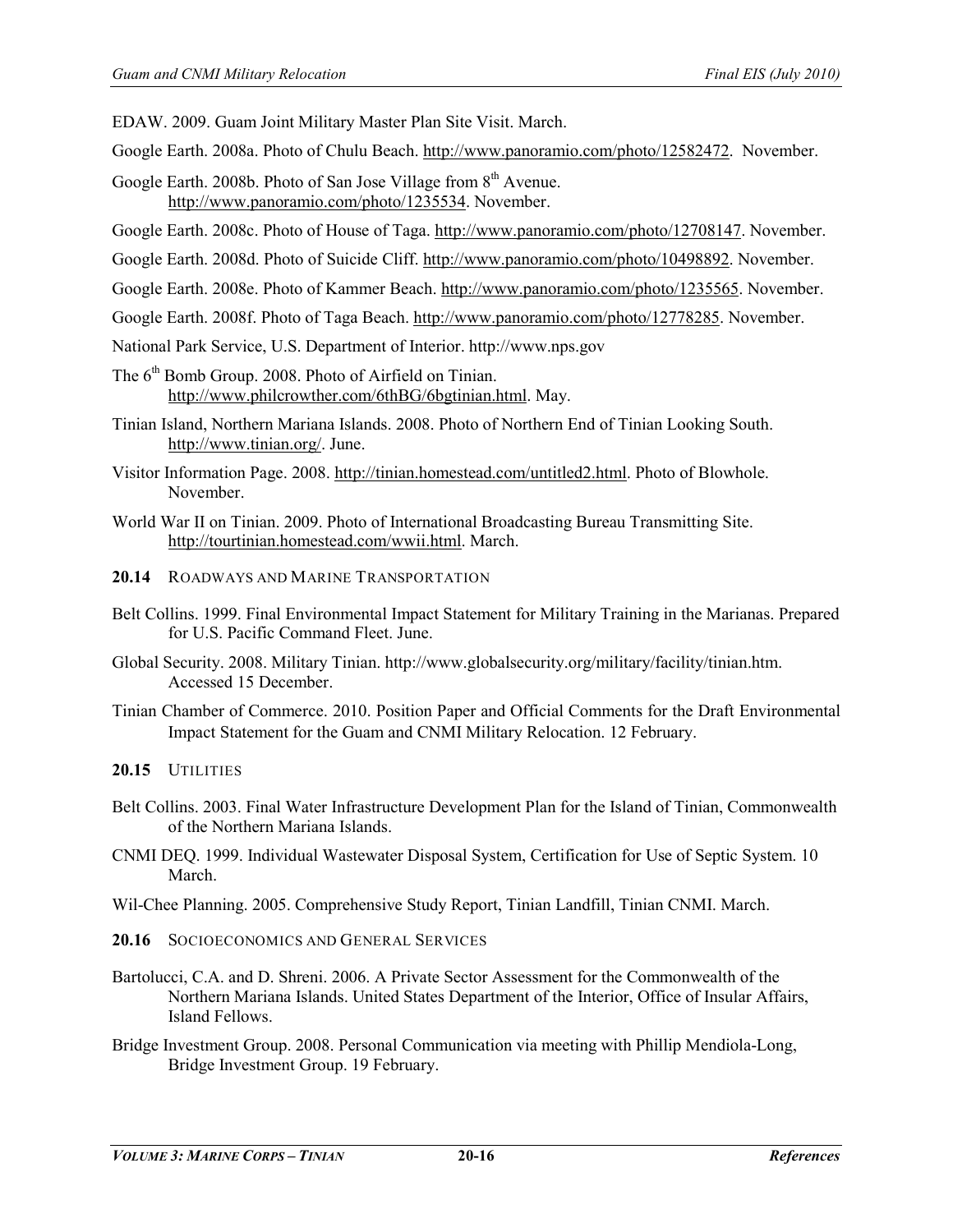EDAW. 2009. Guam Joint Military Master Plan Site Visit. March.

Google Earth. 2008a. Photo of Chulu Beach. http://www.panoramio.com/photo/12582472. November.

Google Earth. 2008b. Photo of San Jose Village from 8th Avenue. http://www.panoramio.com/photo/1235534. November.

Google Earth. 2008c. Photo of House of Taga. http://www.panoramio.com/photo/12708147. November.

Google Earth. 2008d. Photo of Suicide Cliff. http://www.panoramio.com/photo/10498892. November.

Google Earth. 2008e. Photo of Kammer Beach. http://www.panoramio.com/photo/1235565. November.

Google Earth. 2008f. Photo of Taga Beach. http://www.panoramio.com/photo/12778285. November.

National Park Service, U.S. Department of Interior. http://www.nps.gov

The 6th Bomb Group. 2008. Photo of Airfield on Tinian. http://www.philcrowther.com/6thBG/6bgtinian.html. May.

Tinian Island, Northern Mariana Islands. 2008. Photo of Northern End of Tinian Looking South. http://www.tinian.org/. June.

Visitor Information Page. 2008. http://tinian.homestead.com/untitled2.html. Photo of Blowhole. November.

World War II on Tinian. 2009. Photo of International Broadcasting Bureau Transmitting Site. http://tourtinian.homestead.com/wwii.html. March.

## 20.14 Roadways and Marine Transportation

Belt Collins. 1999. Final Environmental Impact Statement for Military Training in the Marianas. Prepared for U.S. Pacific Command Fleet. June.

Global Security. 2008. Military Tinian. http://www.globalsecurity.org/military/facility/tinian.htm. Accessed 15 December.

Tinian Chamber of Commerce. 2010. Position Paper and Official Comments for the Draft Environmental Impact Statement for the Guam and CNMI Military Relocation. 12 February.

## 20.15 Utilities

Belt Collins. 2003. Final Water Infrastructure Development Plan for the Island of Tinian, Commonwealth of the Northern Mariana Islands.

CNMI DEQ. 1999. Individual Wastewater Disposal System, Certification for Use of Septic System. 10 March.

Wil-Chee Planning. 2005. Comprehensive Study Report, Tinian Landfill, Tinian CNMI. March.

## 20.16 Socioeconomics and General Services

Bartolucci, C.A. and D. Shreni. 2006. A Private Sector Assessment for the Commonwealth of the Northern Mariana Islands. United States Department of the Interior, Office of Insular Affairs, Island Fellows.

Bridge Investment Group. 2008. Personal Communication via meeting with Phillip Mendiola-Long, Bridge Investment Group. 19 February.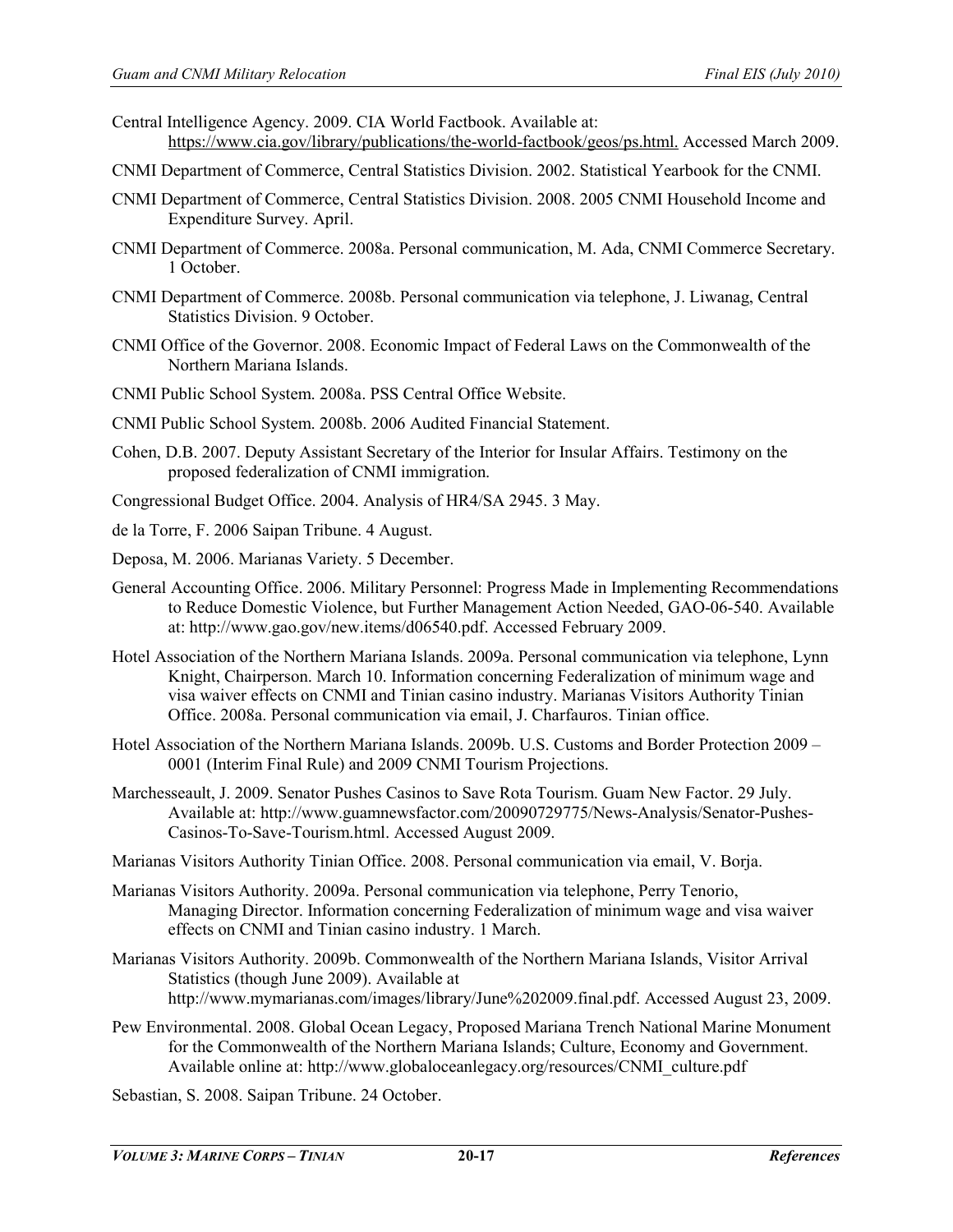Central Intelligence Agency. 2009. CIA World Factbook. Available at: https://www.cia.gov/library/publications/the-world-factbook/geos/ps.html. Accessed March 2009.

CNMI Department of Commerce, Central Statistics Division. 2002. Statistical Yearbook for the CNMI.

CNMI Department of Commerce, Central Statistics Division. 2008. 2005 CNMI Household Income and Expenditure Survey. April.

CNMI Department of Commerce. 2008a. Personal communication, M. Ada, CNMI Commerce Secretary. 1 October.

CNMI Department of Commerce. 2008b. Personal communication via telephone, J. Liwanag, Central Statistics Division. 9 October.

CNMI Office of the Governor. 2008. Economic Impact of Federal Laws on the Commonwealth of the Northern Mariana Islands.

CNMI Public School System. 2008a. PSS Central Office Website.

CNMI Public School System. 2008b. 2006 Audited Financial Statement.

Cohen, D.B. 2007. Deputy Assistant Secretary of the Interior for Insular Affairs. Testimony on the proposed federalization of CNMI immigration.

Congressional Budget Office. 2004. Analysis of HR4/SA 2945. 3 May.

de la Torre, F. 2006 Saipan Tribune. 4 August.

Deposa, M. 2006. Marianas Variety. 5 December.

General Accounting Office. 2006. Military Personnel: Progress Made in Implementing Recommendations to Reduce Domestic Violence, but Further Management Action Needed, GAO-06-540. Available at: http://www.gao.gov/new.items/d06540.pdf. Accessed February 2009.

Hotel Association of the Northern Mariana Islands. 2009a. Personal communication via telephone, Lynn Knight, Chairperson. March 10. Information concerning Federalization of minimum wage and visa waiver effects on CNMI and Tinian casino industry. Marianas Visitors Authority Tinian Office. 2008a. Personal communication via email, J. Charfauros. Tinian office.

Hotel Association of the Northern Mariana Islands. 2009b. U.S. Customs and Border Protection 2009 – 0001 (Interim Final Rule) and 2009 CNMI Tourism Projections.

Marchesseault, J. 2009. Senator Pushes Casinos to Save Rota Tourism. Guam New Factor. 29 July. Available at: http://www.guamnewsfactor.com/20090729775/News-Analysis/Senator-Pushes-Casinos-To-Save-Tourism.html. Accessed August 2009.

Marianas Visitors Authority Tinian Office. 2008. Personal communication via email, V. Borja.

Marianas Visitors Authority. 2009a. Personal communication via telephone, Perry Tenorio, Managing Director. Information concerning Federalization of minimum wage and visa waiver effects on CNMI and Tinian casino industry. 1 March.

Marianas Visitors Authority. 2009b. Commonwealth of the Northern Mariana Islands, Visitor Arrival Statistics (though June 2009). Available at http://www.mymarianas.com/images/library/June%202009.final.pdf. Accessed August 23, 2009.

Pew Environmental. 2008. Global Ocean Legacy, Proposed Mariana Trench National Marine Monument for the Commonwealth of the Northern Mariana Islands; Culture, Economy and Government. Available online at: http://www.globaloceanlegacy.org/resources/CNMI_culture.pdf

Sebastian, S. 2008. Saipan Tribune. 24 October.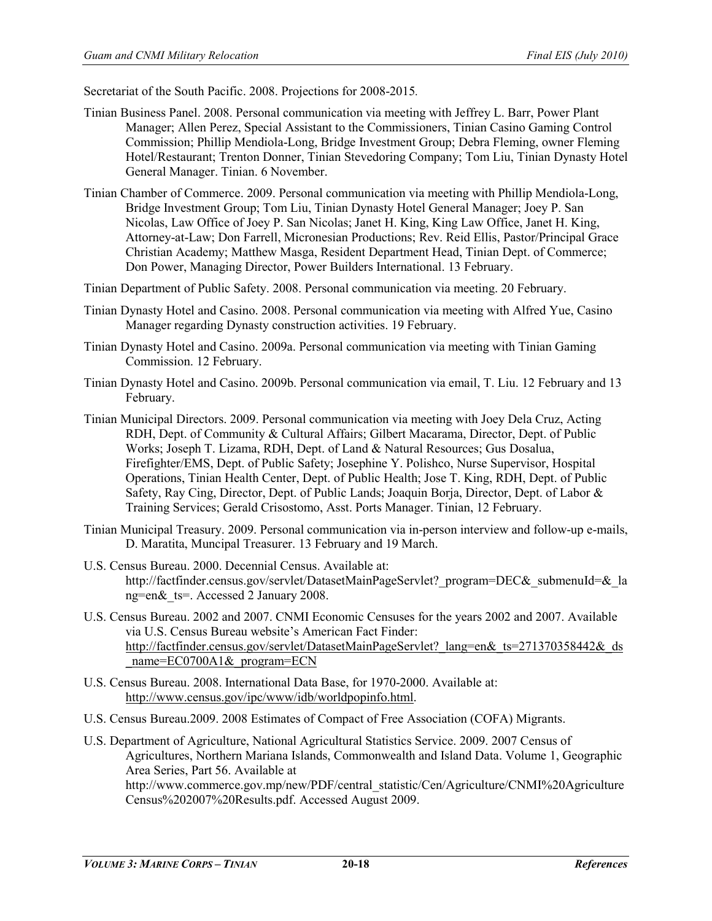Secretariat of the South Pacific. 2008. Projections for 2008-2015.

Tinian Business Panel. 2008. Personal communication via meeting with Jeffrey L. Barr, Power Plant Manager; Allen Perez, Special Assistant to the Commissioners, Tinian Casino Gaming Control Commission; Phillip Mendiola-Long, Bridge Investment Group; Debra Fleming, owner Fleming Hotel/Restaurant; Trenton Donner, Tinian Stevedoring Company; Tom Liu, Tinian Dynasty Hotel General Manager. Tinian. 6 November.

Tinian Chamber of Commerce. 2009. Personal communication via meeting with Phillip Mendiola-Long, Bridge Investment Group; Tom Liu, Tinian Dynasty Hotel General Manager; Joey P. San Nicolas, Law Office of Joey P. San Nicolas; Janet H. King, King Law Office, Janet H. King, Attorney-at-Law; Don Farrell, Micronesian Productions; Rev. Reid Ellis, Pastor/Principal Grace Christian Academy; Matthew Masga, Resident Department Head, Tinian Dept. of Commerce; Don Power, Managing Director, Power Builders International. 13 February.

Tinian Department of Public Safety. 2008. Personal communication via meeting. 20 February.

Tinian Dynasty Hotel and Casino. 2008. Personal communication via meeting with Alfred Yue, Casino Manager regarding Dynasty construction activities. 19 February.

Tinian Dynasty Hotel and Casino. 2009a. Personal communication via meeting with Tinian Gaming Commission. 12 February.

Tinian Dynasty Hotel and Casino. 2009b. Personal communication via email, T. Liu. 12 February and 13 February.

Tinian Municipal Directors. 2009. Personal communication via meeting with Joey Dela Cruz, Acting RDH, Dept. of Community & Cultural Affairs; Gilbert Macarama, Director, Dept. of Public Works; Joseph T. Lizama, RDH, Dept. of Land & Natural Resources; Gus Dosalua, Firefighter/EMS, Dept. of Public Safety; Josephine Y. Polishco, Nurse Supervisor, Hospital Operations, Tinian Health Center, Dept. of Public Health; Jose T. King, RDH, Dept. of Public Safety, Ray Cing, Director, Dept. of Public Lands; Joaquin Borja, Director, Dept. of Labor & Training Services; Gerald Crisostomo, Asst. Ports Manager. Tinian, 12 February.

Tinian Municipal Treasury. 2009. Personal communication via in-person interview and follow-up e-mails, D. Maratita, Muncipal Treasurer. 13 February and 19 March.

U.S. Census Bureau. 2000. Decennial Census. Available at: http://factfinder.census.gov/servlet/DatasetMainPageServlet?_program=DEC&_submenuId=&_lang=en&_ts=. Accessed 2 January 2008.

U.S. Census Bureau. 2002 and 2007. CNMI Economic Censuses for the years 2002 and 2007. Available via U.S. Census Bureau website's American Fact Finder: http://factfinder.census.gov/servlet/DatasetMainPageServlet?_lang=en&_ts=271370358442&_ds_name=EC0700A1&_program=ECN

U.S. Census Bureau. 2008. International Data Base, for 1970-2000. Available at: http://www.census.gov/ipc/www/idb/worldpopinfo.html.

U.S. Census Bureau.2009. 2008 Estimates of Compact of Free Association (COFA) Migrants.

U.S. Department of Agriculture, National Agricultural Statistics Service. 2009. 2007 Census of Agricultures, Northern Mariana Islands, Commonwealth and Island Data. Volume 1, Geographic Area Series, Part 56. Available at http://www.commerce.gov.mp/new/PDF/central_statistic/Cen/Agriculture/CNMI%20Agriculture Census%202007%20Results.pdf. Accessed August 2009.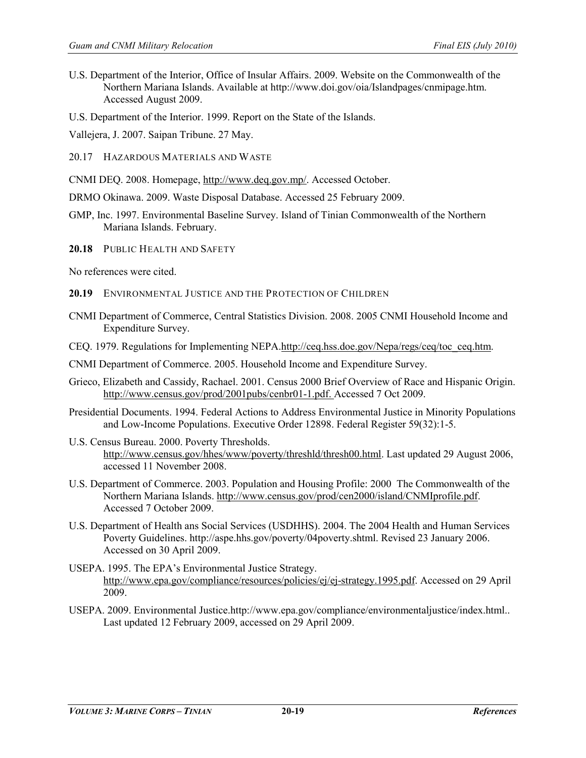U.S. Department of the Interior, Office of Insular Affairs. 2009. Website on the Commonwealth of the Northern Mariana Islands. Available at http://www.doi.gov/oia/Islandpages/cnmipage.htm. Accessed August 2009.

U.S. Department of the Interior. 1999. Report on the State of the Islands.

Vallejera, J. 2007. Saipan Tribune. 27 May.

## 20.17 HAZARDOUS MATERIALS AND WASTE

CNMI DEQ. 2008. Homepage, http://www.deq.gov.mp/. Accessed October.

DRMO Okinawa. 2009. Waste Disposal Database. Accessed 25 February 2009.

GMP, Inc. 1997. Environmental Baseline Survey. Island of Tinian Commonwealth of the Northern Mariana Islands. February.

## 20.18 PUBLIC HEALTH AND SAFETY

No references were cited.

## 20.19 ENVIRONMENTAL JUSTICE AND THE PROTECTION OF CHILDREN

CNMI Department of Commerce, Central Statistics Division. 2008. 2005 CNMI Household Income and Expenditure Survey.

CEQ. 1979. Regulations for Implementing NEPA.http://ceq.hss.doe.gov/Nepa/regs/ceq/toc_ceq.htm.

CNMI Department of Commerce. 2005. Household Income and Expenditure Survey.

Grieco, Elizabeth and Cassidy, Rachael. 2001. Census 2000 Brief Overview of Race and Hispanic Origin. http://www.census.gov/prod/2001pubs/cenbr01-1.pdf. Accessed 7 Oct 2009.

Presidential Documents. 1994. Federal Actions to Address Environmental Justice in Minority Populations and Low-Income Populations. Executive Order 12898. Federal Register 59(32):1-5.

U.S. Census Bureau. 2000. Poverty Thresholds. http://www.census.gov/hhes/www/poverty/threshld/thresh00.html. Last updated 29 August 2006, accessed 11 November 2008.

U.S. Department of Commerce. 2003. Population and Housing Profile: 2000 The Commonwealth of the Northern Mariana Islands. http://www.census.gov/prod/cen2000/island/CNMIprofile.pdf. Accessed 7 October 2009.

U.S. Department of Health ans Social Services (USDHHS). 2004. The 2004 Health and Human Services Poverty Guidelines. http://aspe.hhs.gov/poverty/04poverty.shtml. Revised 23 January 2006. Accessed on 30 April 2009.

USEPA. 1995. The EPA's Environmental Justice Strategy. http://www.epa.gov/compliance/resources/policies/ej/ej-strategy.1995.pdf. Accessed on 29 April 2009.

USEPA. 2009. Environmental Justice.http://www.epa.gov/compliance/environmentaljustice/index.html.. Last updated 12 February 2009, accessed on 29 April 2009.